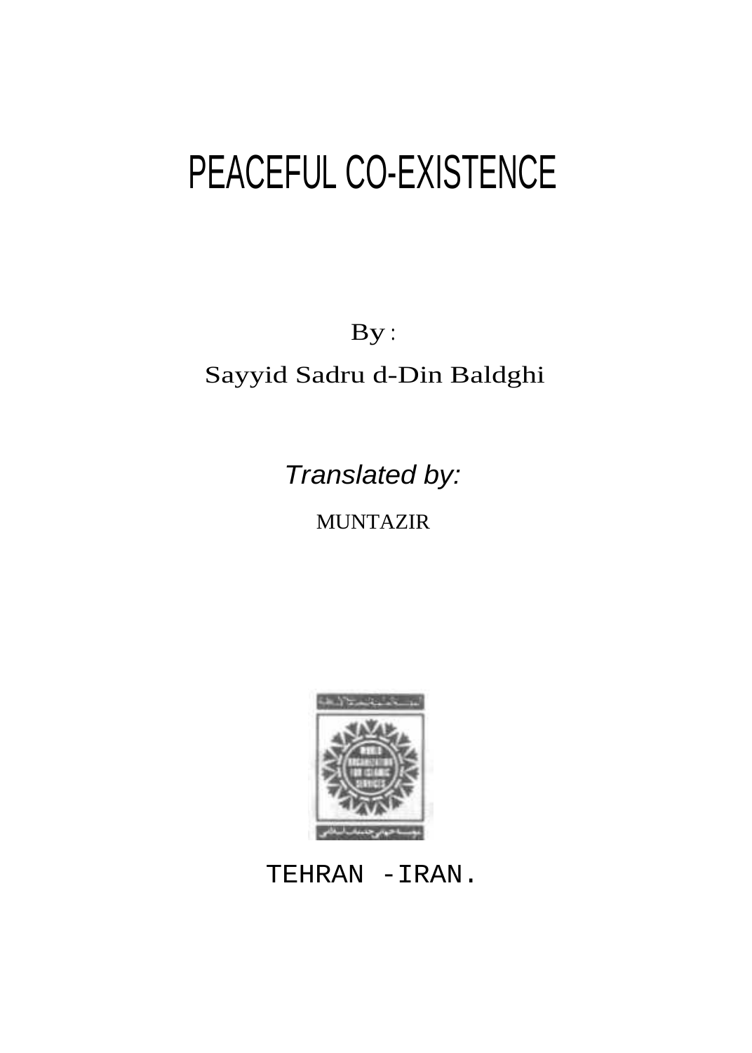# PEACEFUL CO-EXISTENCE

By :

Sayyid Sadru d-Din Baldghi

*Translated by:*

MUNTAZIR

TEHRAN -IRAN.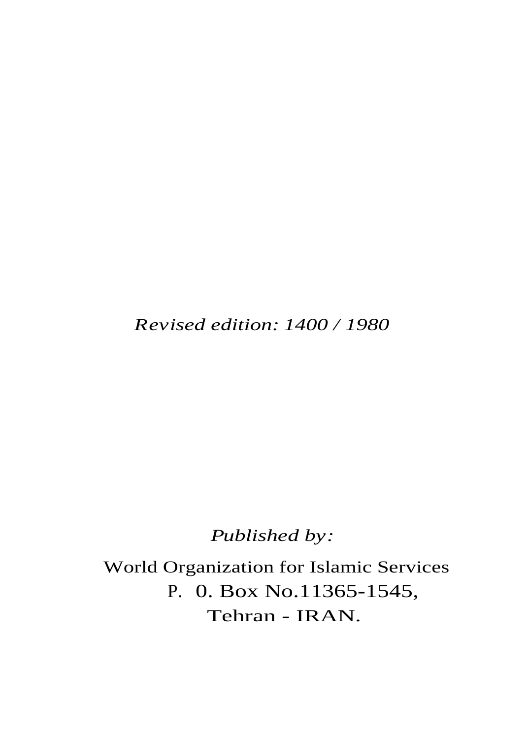*Revised edition: 1400 / 1980*

*Published by:*

World Organization for Islamic Services
P. 0. Box No.11365-1545,
Tehran - IRAN.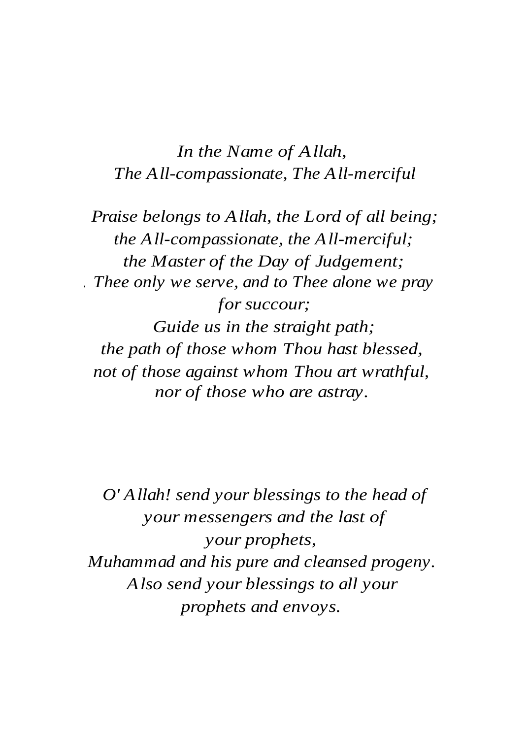*In the Name of Allah,*
*The All-compassionate, The All-merciful*

*Praise belongs to Allah, the Lord of all being;*
*the All-compassionate, the All-merciful;*
*the Master of the Day of Judgement;*
*Thee only we serve, and to Thee alone we pray for succour;*
*Guide us in the straight path;*
*the path of those whom Thou hast blessed,*
*not of those against whom Thou art wrathful,*
*nor of those who are astray.*

*O' Allah! send your blessings to the head of your messengers and the last of your prophets,*
*Muhammad and his pure and cleansed progeny.*
*Also send your blessings to all your prophets and envoys.*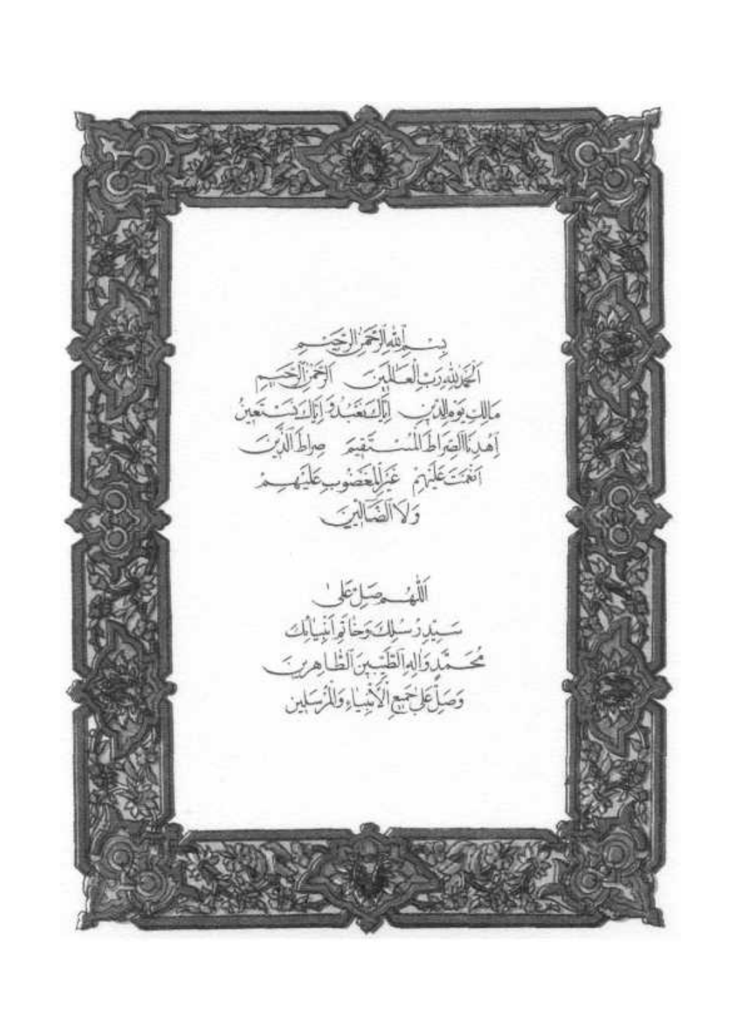بسم الله الرحمن الرحيم
الحمد لله رب العالمين الرحمن الرحيم
مالك يوم الدين إياك نعبد وإياك نستعين
إهدنا الصراط المستقيم صراط الذين
انعمت عليهم غير المغضوب عليهم
ولا الضالين

اللهم صل على
سيد رسلك وخاتم انبيائك
محمد وآله الطيبين الطاهرين
وصل على جميع الأنبياء والمرسلين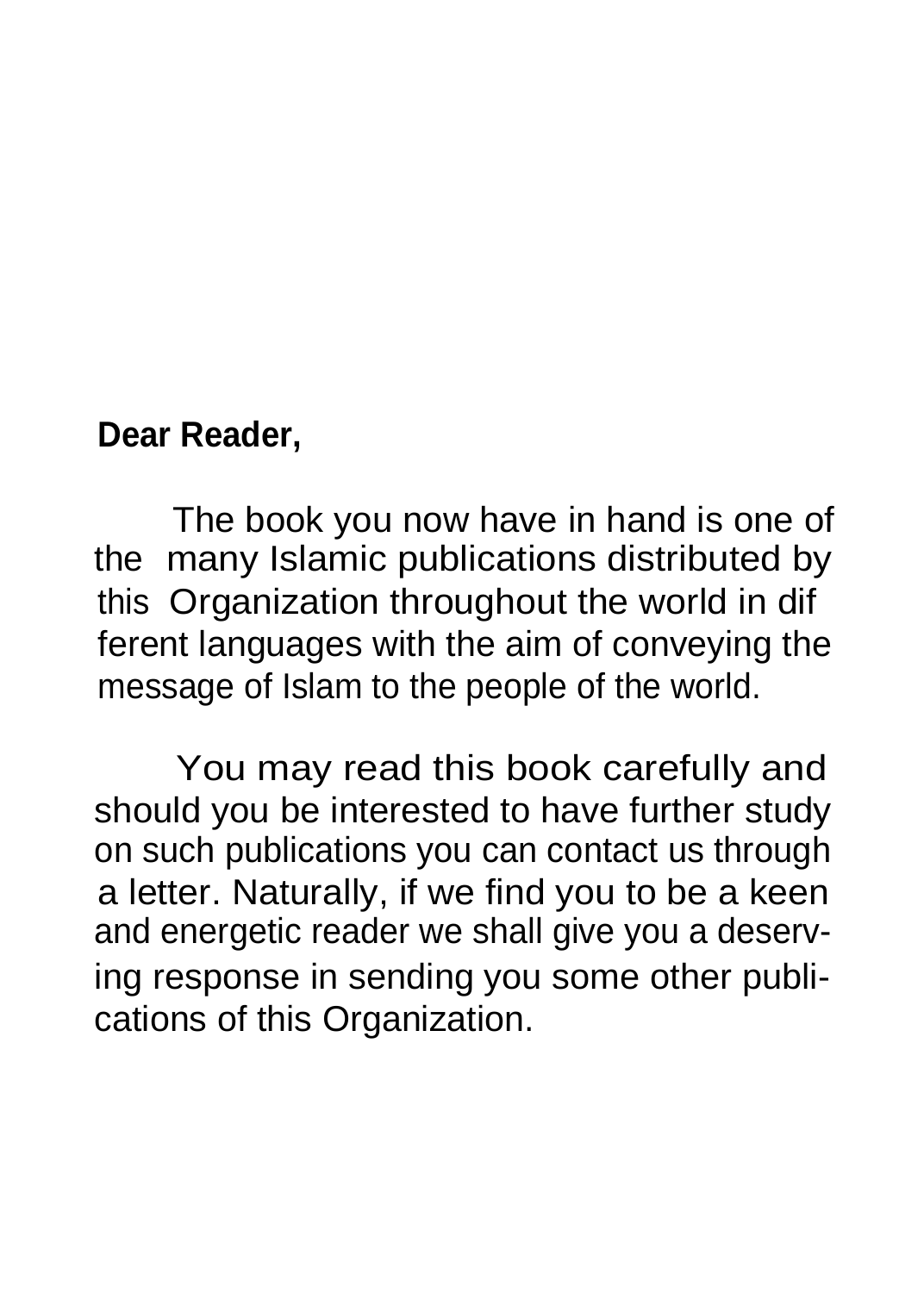**Dear Reader,**

The book you now have in hand is one of the many Islamic publications distributed by this Organization throughout the world in different languages with the aim of conveying the message of Islam to the people of the world.

You may read this book carefully and should you be interested to have further study on such publications you can contact us through a letter. Naturally, if we find you to be a keen and energetic reader we shall give you a deserving response in sending you some other publications of this Organization.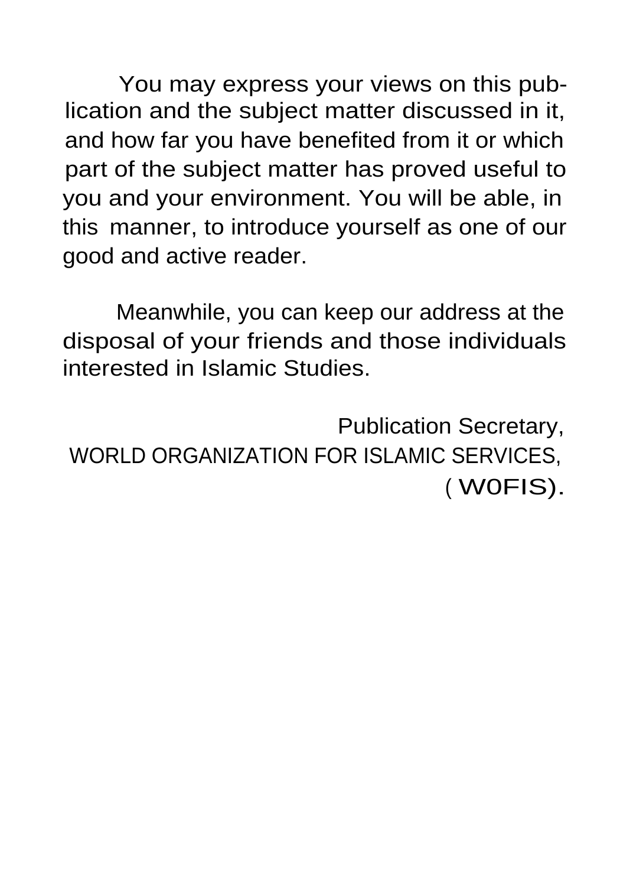You may express your views on this publication and the subject matter discussed in it, and how far you have benefited from it or which part of the subject matter has proved useful to you and your environment. You will be able, in this manner, to introduce yourself as one of our good and active reader.

Meanwhile, you can keep our address at the disposal of your friends and those individuals interested in Islamic Studies.

Publication Secretary,
WORLD ORGANIZATION FOR ISLAMIC SERVICES,
( W0FIS).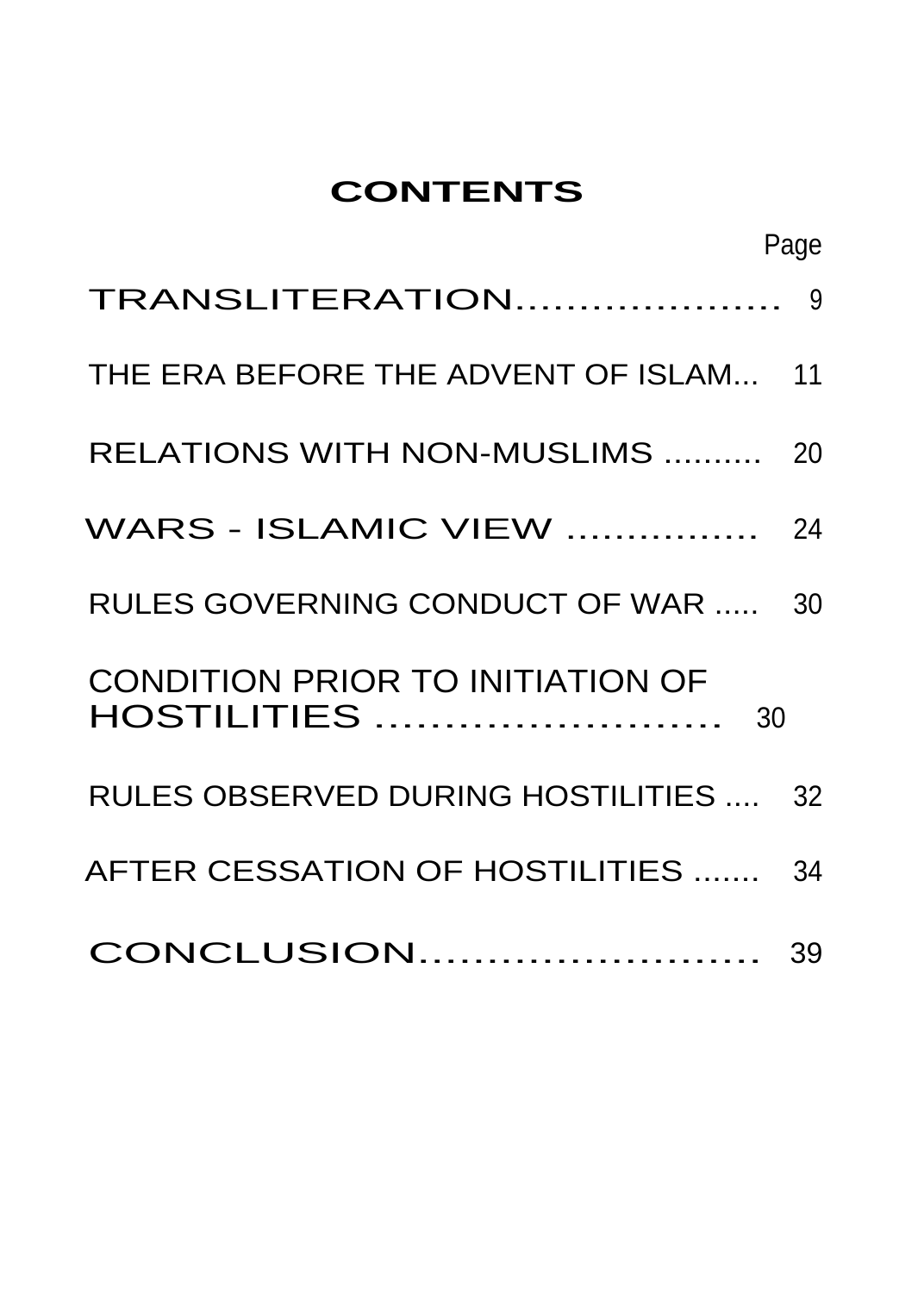# CONTENTS

| | Page |
|---|---|
| TRANSLITERATION | 9 |
| THE ERA BEFORE THE ADVENT OF ISLAM | 11 |
| RELATIONS WITH NON-MUSLIMS | 20 |
| WARS - ISLAMIC VIEW | 24 |
| RULES GOVERNING CONDUCT OF WAR | 30 |
| CONDITION PRIOR TO INITIATION OF HOSTILITIES | 30 |
| RULES OBSERVED DURING HOSTILITIES | 32 |
| AFTER CESSATION OF HOSTILITIES | 34 |
| CONCLUSION | 39 |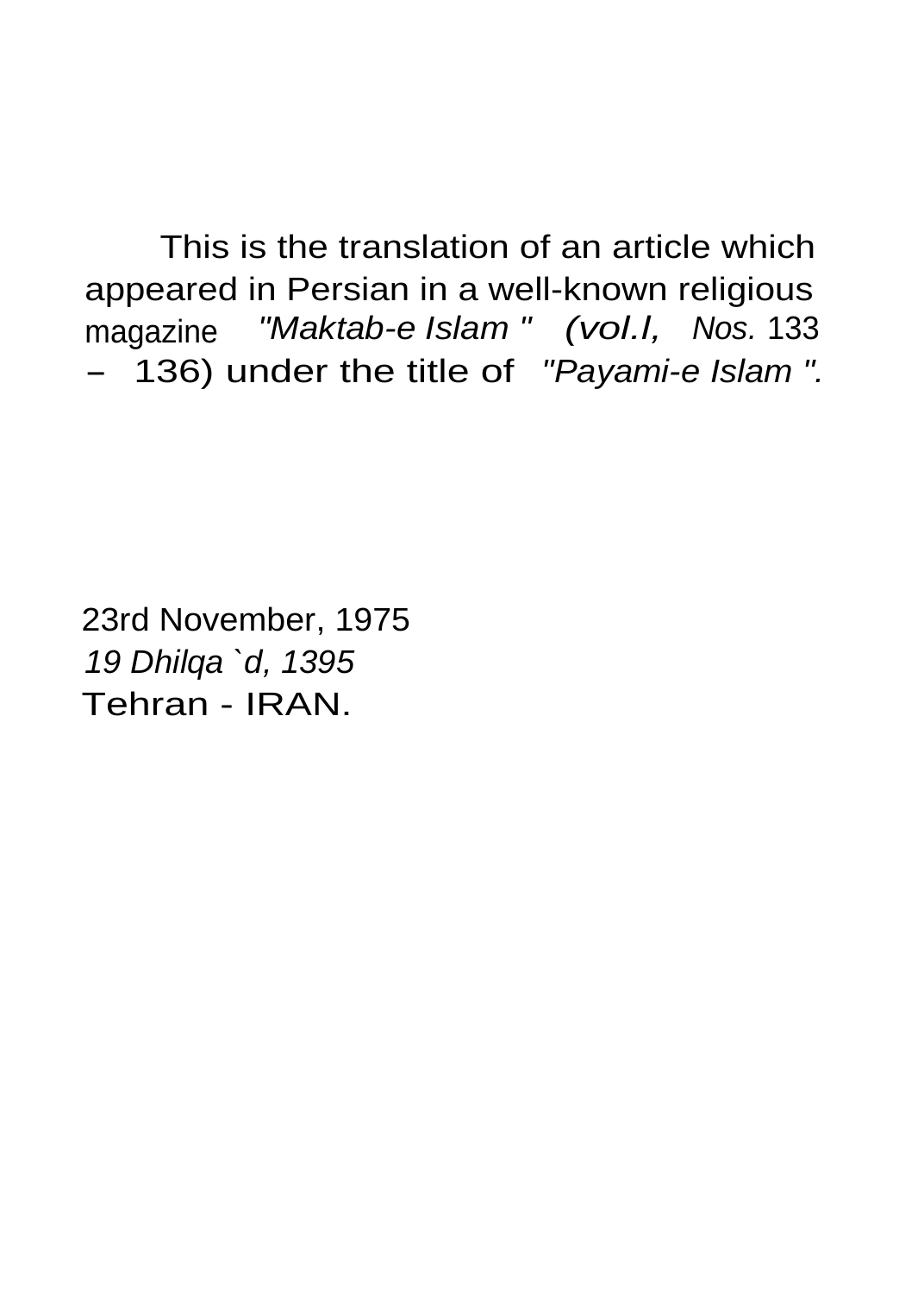This is the translation of an article which appeared in Persian in a well-known religious magazine *"Maktab-e Islam "* *(vol.I,* *Nos.* 133 – 136) under the title of *"Payami-e Islam ".*

23rd November, 1975
*19 Dhilqa `d, 1395*
Tehran - IRAN.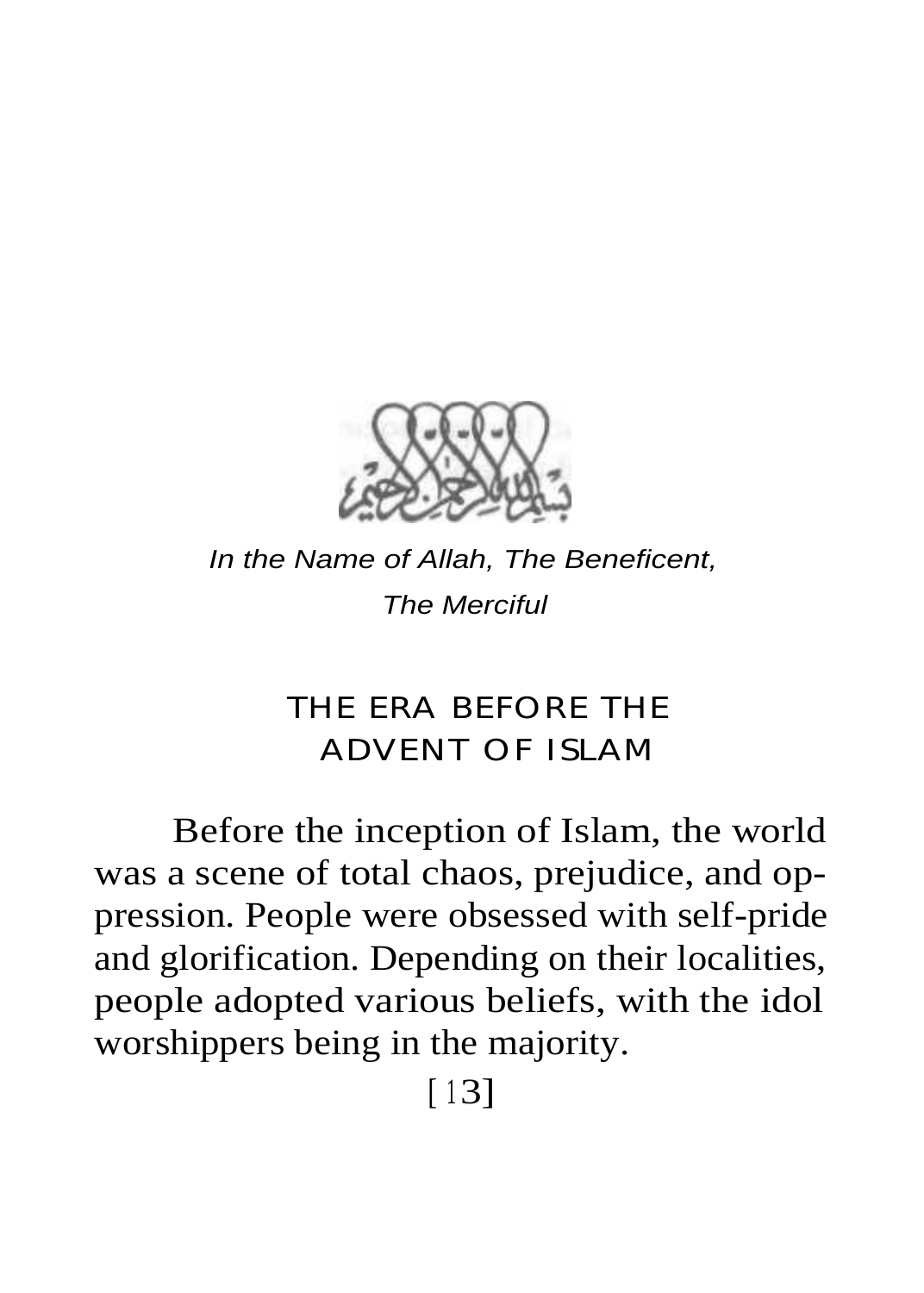*In the Name of Allah, The Beneficent,*
*The Merciful*

## THE ERA BEFORE THE ADVENT OF ISLAM

Before the inception of Islam, the world was a scene of total chaos, prejudice, and oppression. People were obsessed with self-pride and glorification. Depending on their localities, people adopted various beliefs, with the idol worshippers being in the majority.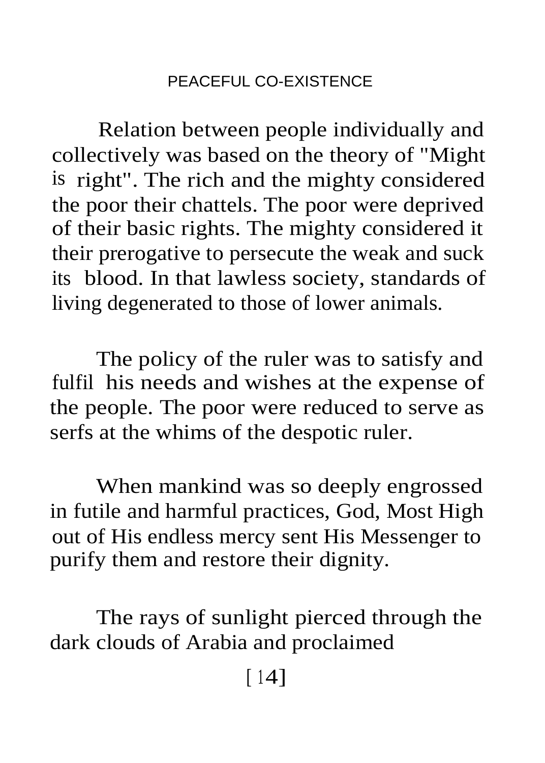Relation between people individually and collectively was based on the theory of "Might is right". The rich and the mighty considered the poor their chattels. The poor were deprived of their basic rights. The mighty considered it their prerogative to persecute the weak and suck its blood. In that lawless society, standards of living degenerated to those of lower animals.

The policy of the ruler was to satisfy and fulfil his needs and wishes at the expense of the people. The poor were reduced to serve as serfs at the whims of the despotic ruler.

When mankind was so deeply engrossed in futile and harmful practices, God, Most High out of His endless mercy sent His Messenger to purify them and restore their dignity.

The rays of sunlight pierced through the dark clouds of Arabia and proclaimed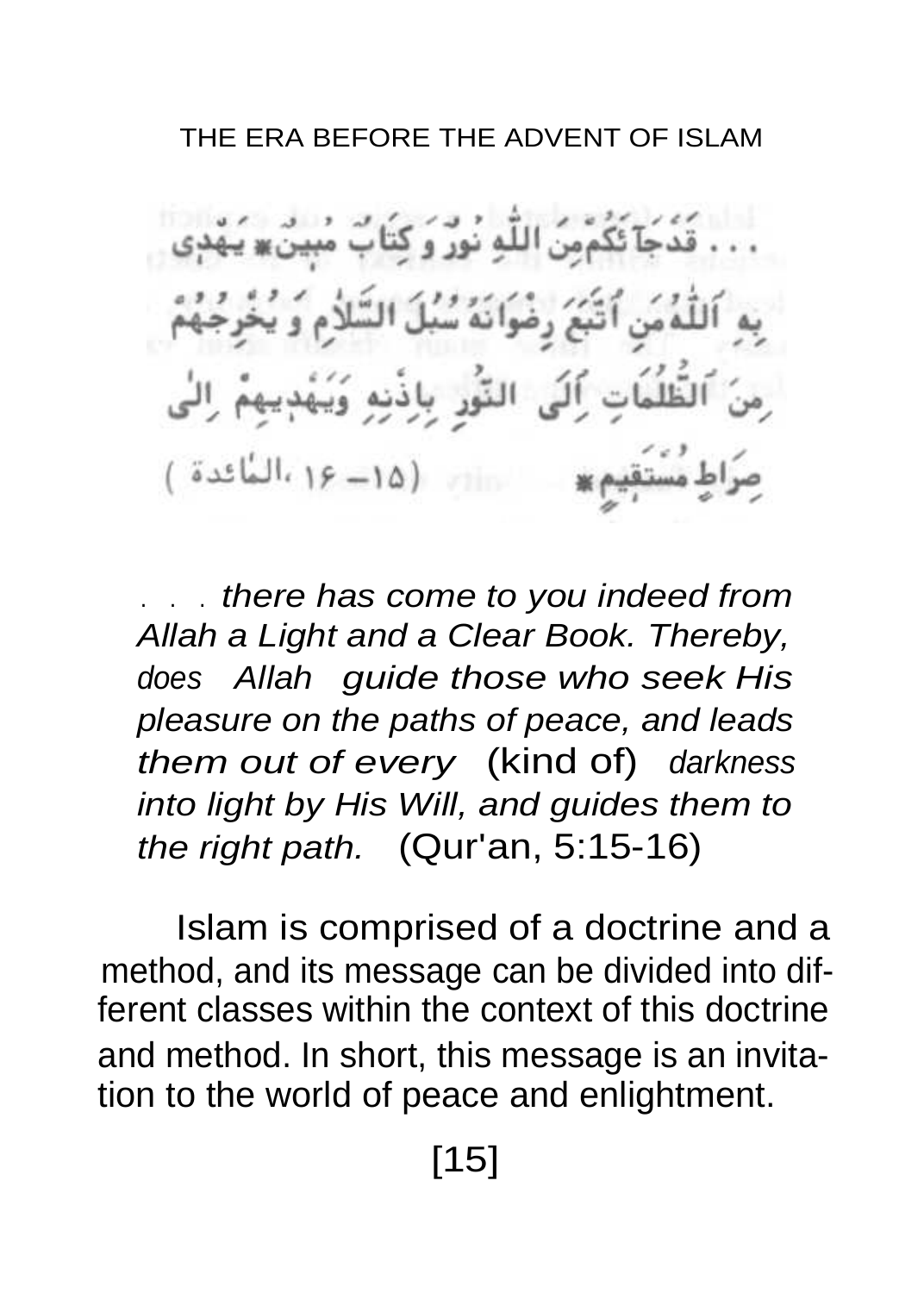. . . قَدْ جَآءَكُم مِّنَ ٱللَّهِ نُورٌ وَكِتَابٌ مُّبِينٌ ۞ يَهْدِى بِهِ ٱللَّهُ مَنِ ٱتَّبَعَ رِضْوَانَهُۥ سُبُلَ ٱلسَّلَامِ وَيُخْرِجُهُم مِّنَ ٱلظُّلُمَاتِ إِلَى ٱلنُّورِ بِإِذْنِهِۦ وَيَهْدِيهِمْ إِلَىٰ صِرَاطٍ مُّسْتَقِيمٍ ۞ (١٥– ١٦ ،المائدة)

*. . . there has come to you indeed from Allah a Light and a Clear Book. Thereby, does Allah guide those who seek His pleasure on the paths of peace, and leads them out of every* (kind of) *darkness into light by His Will, and guides them to the right path.* (Qur'an, 5:15-16)

Islam is comprised of a doctrine and a method, and its message can be divided into different classes within the context of this doctrine and method. In short, this message is an invitation to the world of peace and enlightment.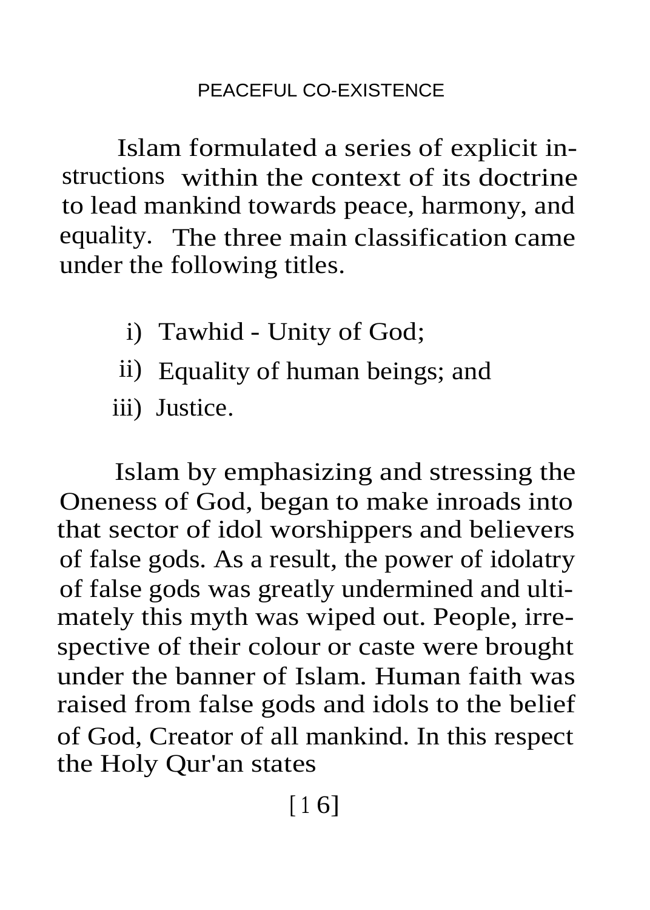## PEACEFUL CO-EXISTENCE

Islam formulated a series of explicit instructions within the context of its doctrine to lead mankind towards peace, harmony, and equality. The three main classification came under the following titles.

i) Tawhid - Unity of God;

ii) Equality of human beings; and

iii) Justice.

Islam by emphasizing and stressing the Oneness of God, began to make inroads into that sector of idol worshippers and believers of false gods. As a result, the power of idolatry of false gods was greatly undermined and ultimately this myth was wiped out. People, irrespective of their colour or caste were brought under the banner of Islam. Human faith was raised from false gods and idols to the belief of God, Creator of all mankind. In this respect the Holy Qur'an states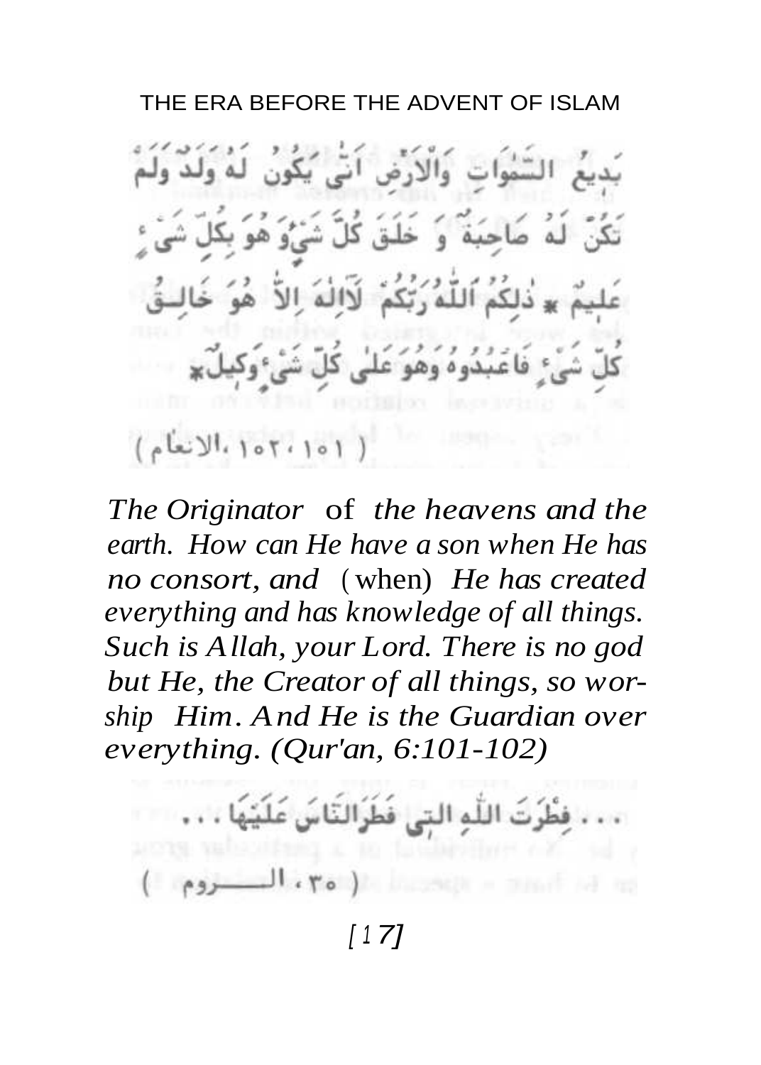بَدِيعُ السَّمٰوَاتِ وَالْاَرْضِ اَنّٰى يَكُونُ لَهُ وَلَدٌ وَلَمْ تَكُنْ لَهُ صَاحِبَةٌ وَ خَلَقَ كُلَّ شَيْءٍ وَهُوَ بِكُلِّ شَيْءٍ عَلِيمٌ ٭ ذٰلِكُمُ اللّٰهُ رَبُّكُمْ لَآ اِلٰهَ اِلَّا هُوَ خَالِقُ كُلِّ شَيْءٍ فَاعْبُدُوهُ وَهُوَ عَلٰى كُلِّ شَيْءٍ وَكِيلٌ ٭

( ١٠١، ١٠٢، الانعام )

*The Originator* of *the heavens and the earth. How can He have a son when He has no consort, and* (when) *He has created everything and has knowledge of all things. Such is Allah, your Lord. There is no god but He, the Creator of all things, so worship Him. And He is the Guardian over everything. (Qur'an, 6:101-102)*

. . . فِطْرَتَ اللّٰهِ الَّتِى فَطَرَ النَّاسَ عَلَيْهَا . . .

( ٣٠، الـــــروم )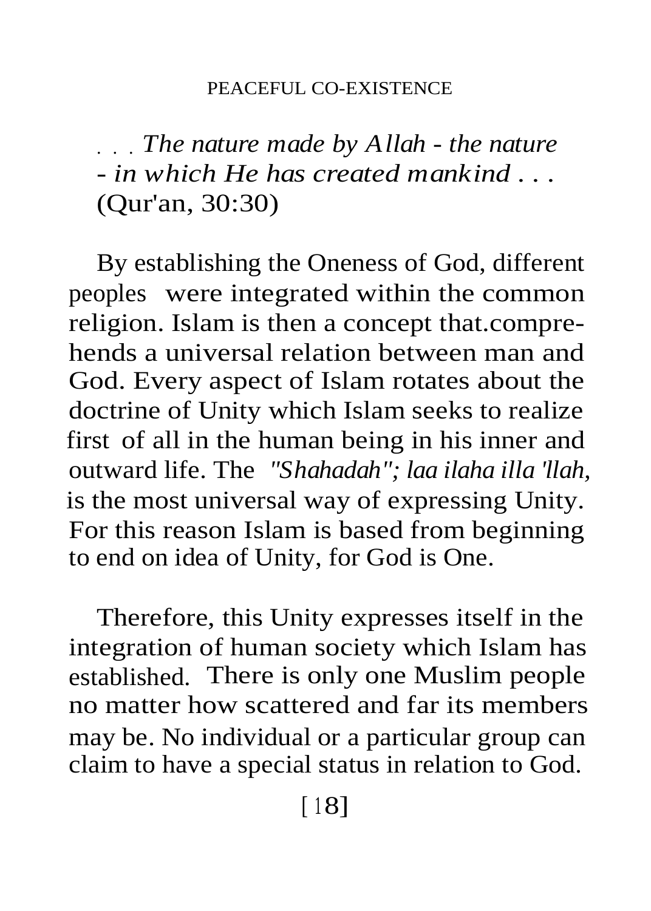. . . *The nature made by Allah - the nature - in which He has created mankind . . .* (Qur'an, 30:30)

By establishing the Oneness of God, different peoples were integrated within the common religion. Islam is then a concept that.comprehends a universal relation between man and God. Every aspect of Islam rotates about the doctrine of Unity which Islam seeks to realize first of all in the human being in his inner and outward life. The *"Shahadah"; laa ilaha illa 'llah,* is the most universal way of expressing Unity. For this reason Islam is based from beginning to end on idea of Unity, for God is One.

Therefore, this Unity expresses itself in the integration of human society which Islam has established. There is only one Muslim people no matter how scattered and far its members may be. No individual or a particular group can claim to have a special status in relation to God.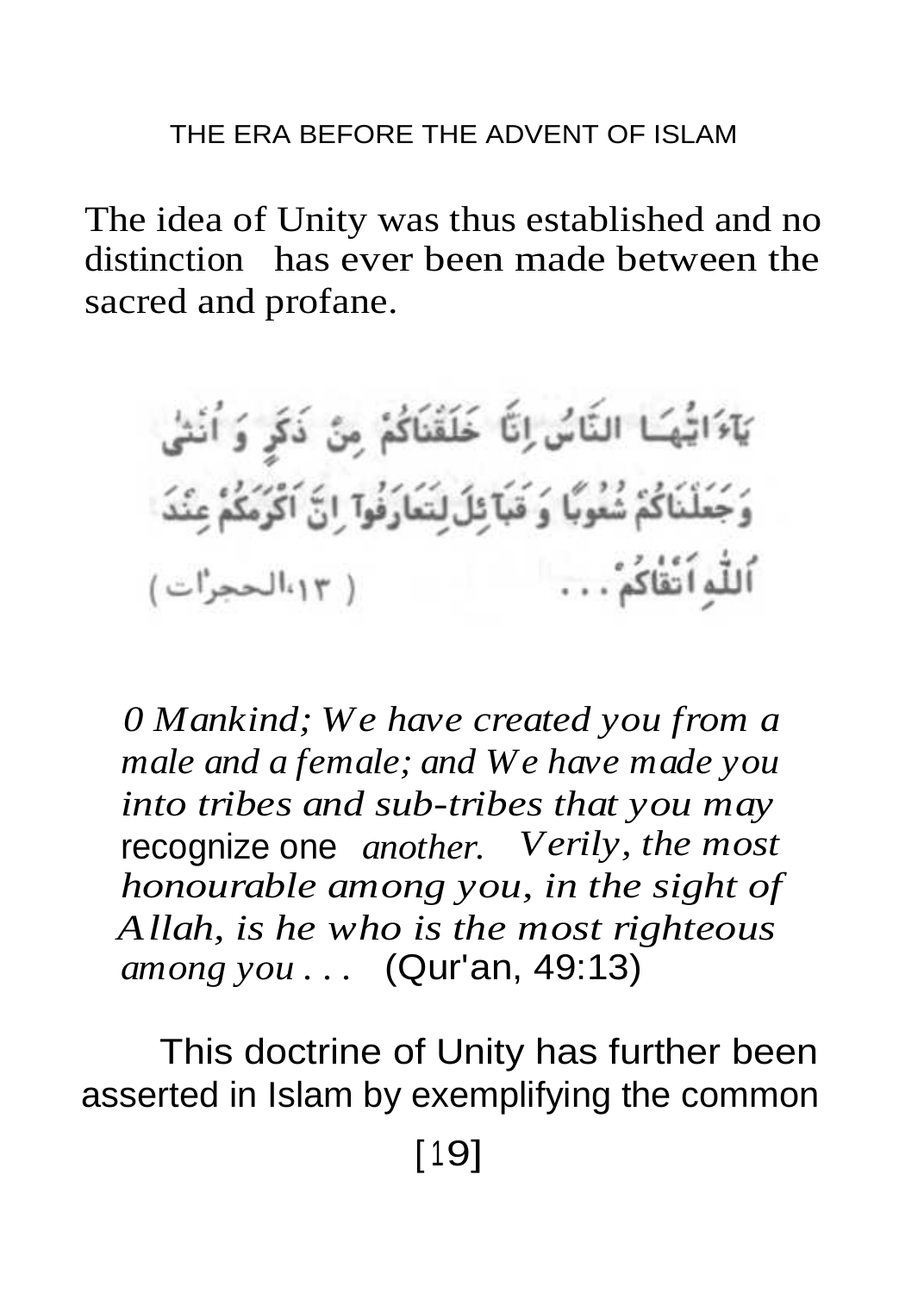The idea of Unity was thus established and no distinction has ever been made between the sacred and profane.

يَآءَيُّهَا النَّاسُ إِنَّا خَلَقْنَاكُمْ مِنْ ذَكَرٍ وَ أُنثَىٰ وَجَعَلْنَاكُمْ شُعُوبًا وَ قَبَآئِلَ لِتَعَارَفُوآ إِنَّ اَكْرَمَكُمْ عِنْدَ اللّٰهِ اَتْقَاكُمْ . . . ( ١٣، الحجرات )

*0 Mankind; We have created you from a male and a female; and We have made you into tribes and sub-tribes that you may* recognize one *another. Verily, the most honourable among you, in the sight of Allah, is he who is the most righteous among you . . .* (Qur'an, 49:13)

This doctrine of Unity has further been asserted in Islam by exemplifying the common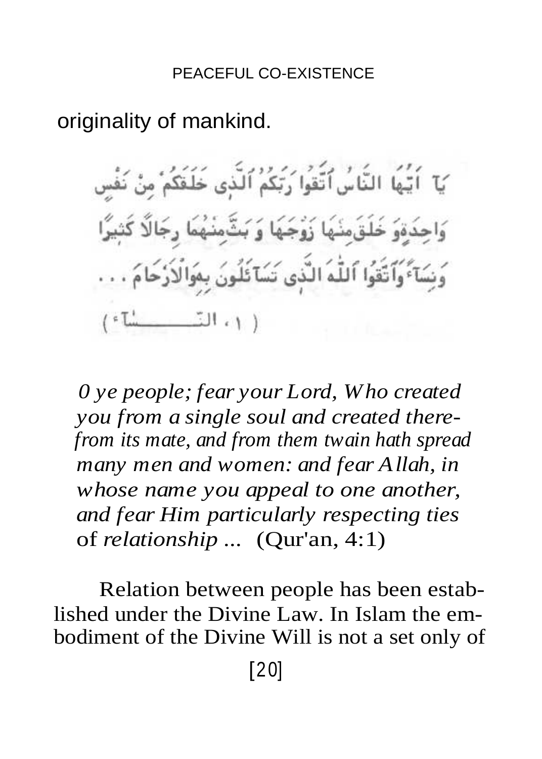originality of mankind.

يَآ أَيُّهَا النَّاسُ اتَّقُوا رَبَّكُمُ الَّذِي خَلَقَكُمْ مِنْ نَفْسٍ وَاحِدَةٍ وَخَلَقَ مِنْهَا زَوْجَهَا وَبَثَّ مِنْهُمَا رِجَالًا كَثِيرًا وَنِسَآءً وَاتَّقُوا اللَّهَ الَّذِي تَسَآءَلُونَ بِهِ وَالْأَرْحَامَ . . .

( ١ ، النسآء )

*0 ye people; fear your Lord, Who created you from a single soul and created therefrom its mate, and from them twain hath spread many men and women: and fear Allah, in whose name you appeal to one another, and fear Him particularly respecting ties* of *relationship ...* (Qur'an, 4:1)

Relation between people has been established under the Divine Law. In Islam the embodiment of the Divine Will is not a set only of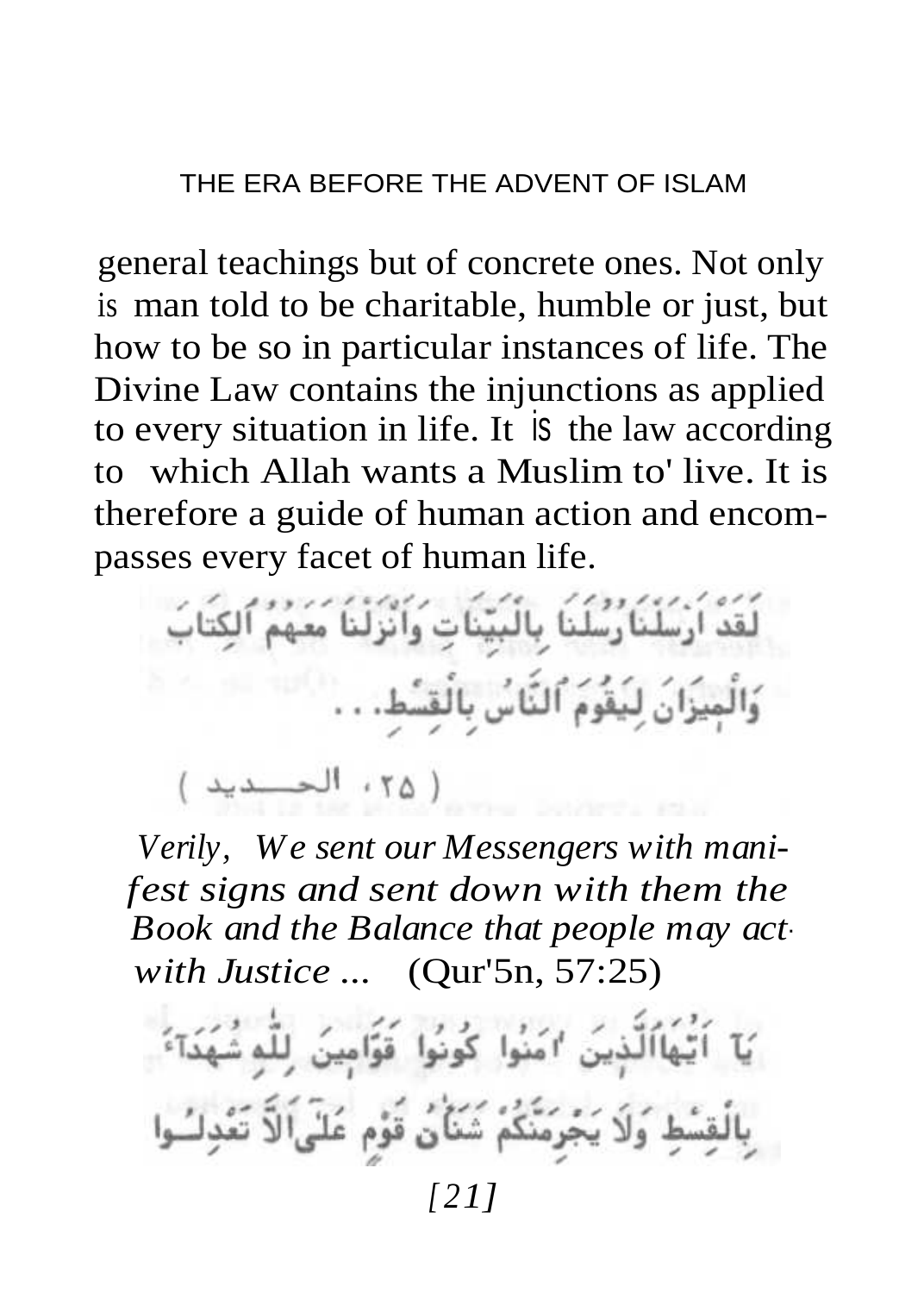general teachings but of concrete ones. Not only is man told to be charitable, humble or just, but how to be so in particular instances of life. The Divine Law contains the injunctions as applied to every situation in life. It is the law according to which Allah wants a Muslim to' live. It is therefore a guide of human action and encompasses every facet of human life.

لَقَدْ أَرْسَلْنَا رُسُلَنَا بِالْبَيِّنَاتِ وَأَنْزَلْنَا مَعَهُمُ الْكِتَابَ وَالْمِيزَانَ لِيَقُومَ النَّاسُ بِالْقِسْطِ. . .

( ٢٥ ، الحـــديد )

*Verily, We sent our Messengers with manifest signs and sent down with them the Book and the Balance that people may act with Justice ...* (Qur'5n, 57:25)

يَا أَيُّهَا الَّذِينَ آمَنُوا كُونُوا قَوَّامِينَ لِلَّهِ شُهَدَاءَ بِالْقِسْطِ وَلَا يَجْرِمَنَّكُمْ شَنَآنُ قَوْمٍ عَلَىٰ أَلَّا تَعْدِلُوا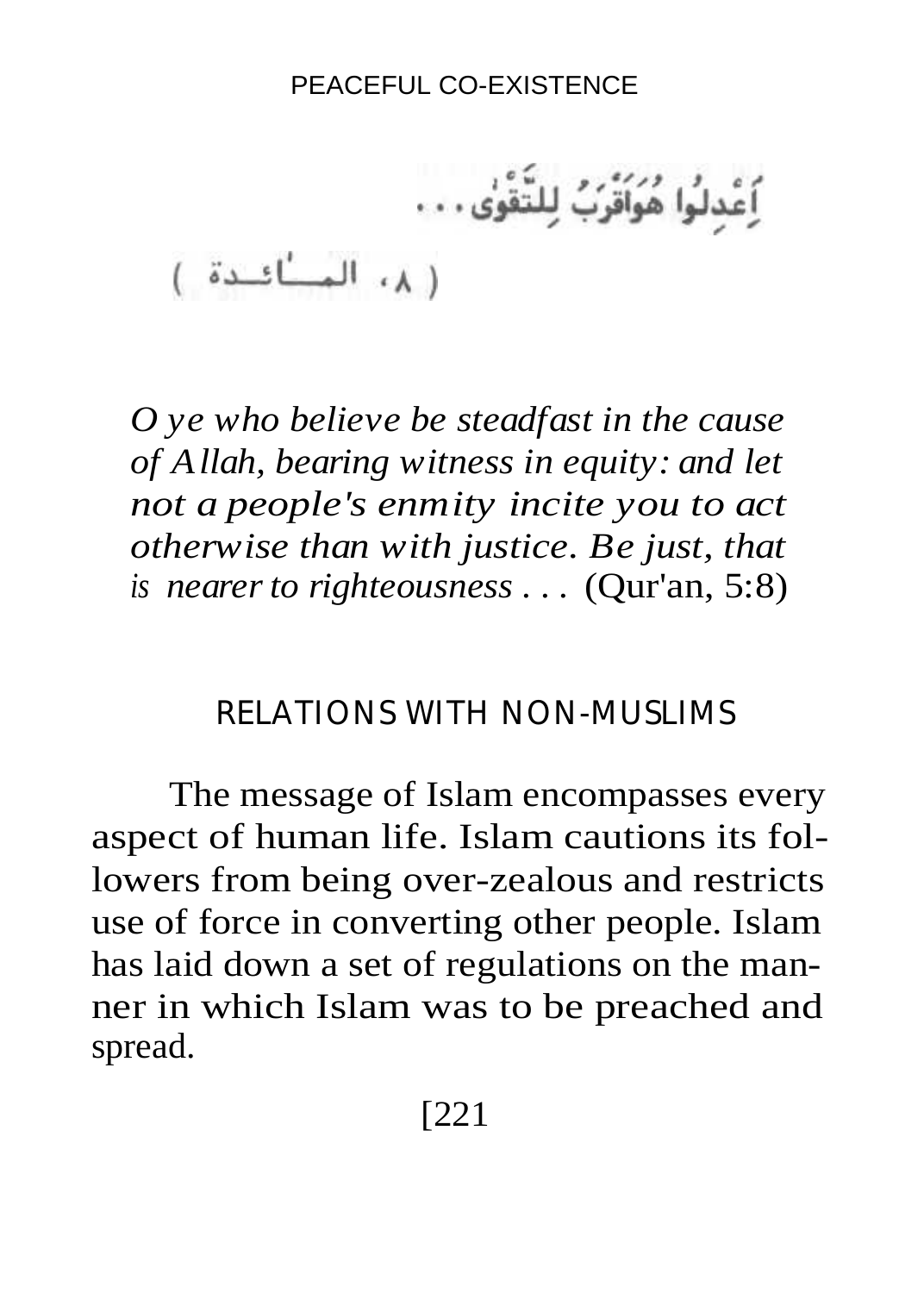اِعْدِلُوا هُوَأَقْرَبُ لِلتَّقْوَى . . .

( ٨، المـــائـــدة )

*O ye who believe be steadfast in the cause of Allah, bearing witness in equity: and let not a people's enmity incite you to act otherwise than with justice. Be just, that is nearer to righteousness . . .* (Qur'an, 5:8)

## RELATIONS WITH NON-MUSLIMS

The message of Islam encompasses every aspect of human life. Islam cautions its followers from being over-zealous and restricts use of force in converting other people. Islam has laid down a set of regulations on the manner in which Islam was to be preached and spread.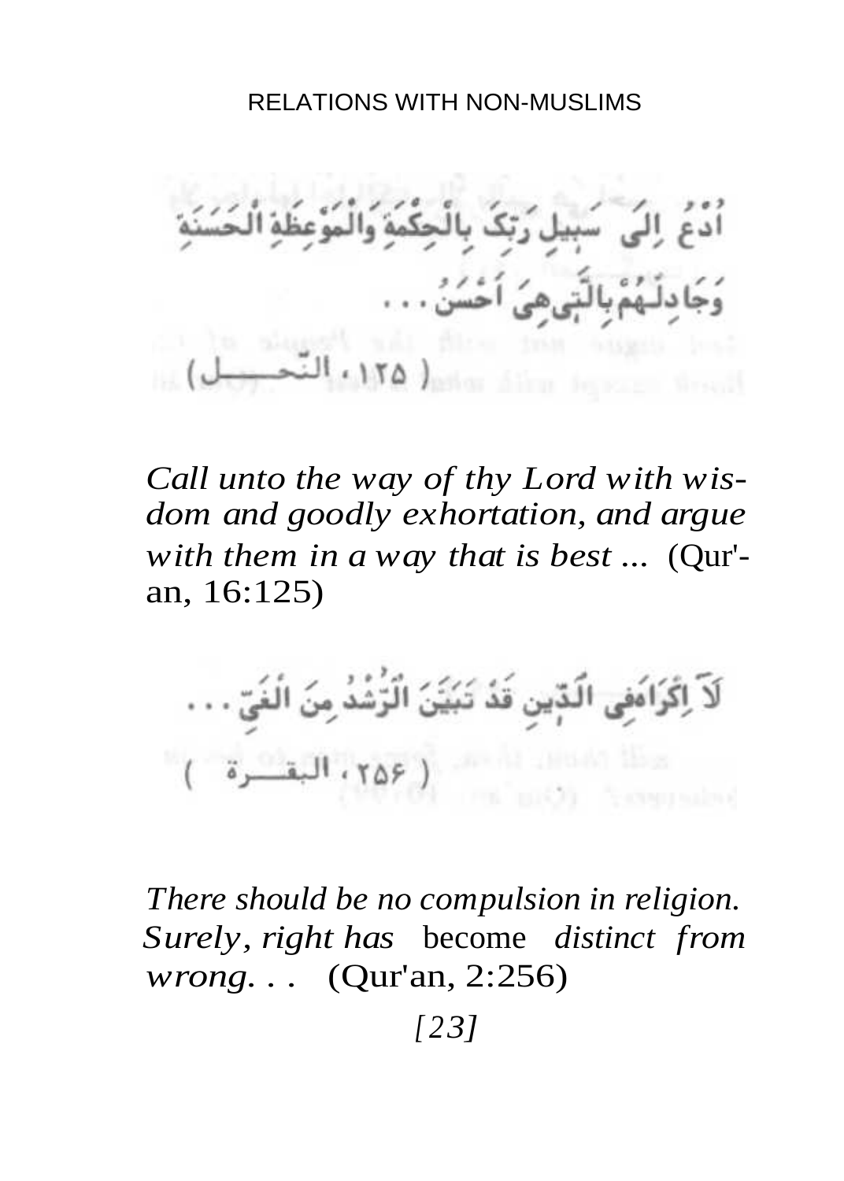اُدْعُ اِلَىٰ سَبِيلِ رَبِّكَ بِالْحِكْمَةِ وَالْمَوْعِظَةِ الْحَسَنَةِ وَجَادِلْهُمْ بِالَّتِي هِيَ اَحْسَنُ . . .

( ١٢٥ ، النّحـــل )

*Call unto the way of thy Lord with wisdom and goodly exhortation, and argue with them in a way that is best ...* (Qur'an, 16:125)

لَآ اِكْرَاهَ فِي الدِّينِ قَدْ تَبَيَّنَ الرُّشْدُ مِنَ الْغَيِّ . . .

( ٢٥٦ ، البقـــرة )

*There should be no compulsion in religion. Surely, right has* become *distinct from wrong. . .* (Qur'an, 2:256)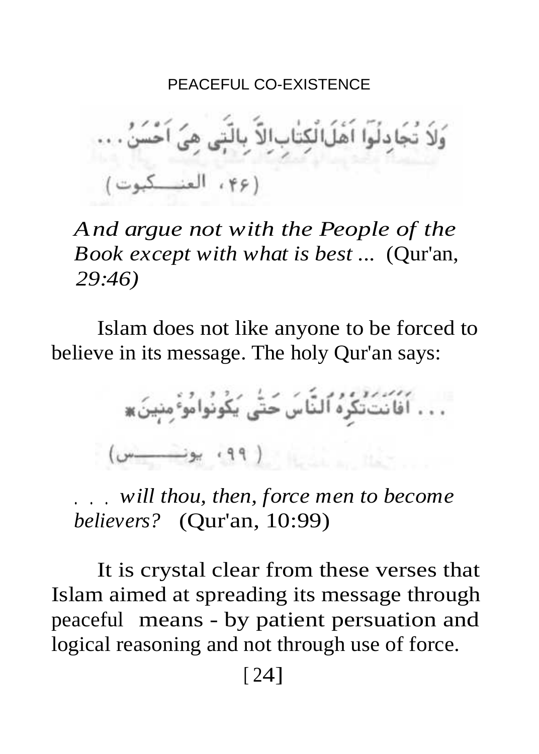وَلَا تُجَادِلُوا أَهْلَ الْكِتَابِ إِلَّا بِالَّتِي هِيَ أَحْسَنُ . . .

(۴۶، العنكبوت)

*And argue not with the People of the Book except with what is best ...* (Qur'an, *29:46)*

Islam does not like anyone to be forced to believe in its message. The holy Qur'an says:

. . . أَفَأَنتَ تُكْرِهُ النَّاسَ حَتَّىٰ يَكُونُوا مُؤْمِنِينَ

(۹۹، يونس)

. . . *will thou, then, force men to become believers?* (Qur'an, 10:99)

It is crystal clear from these verses that Islam aimed at spreading its message through peaceful means - by patient persuation and logical reasoning and not through use of force.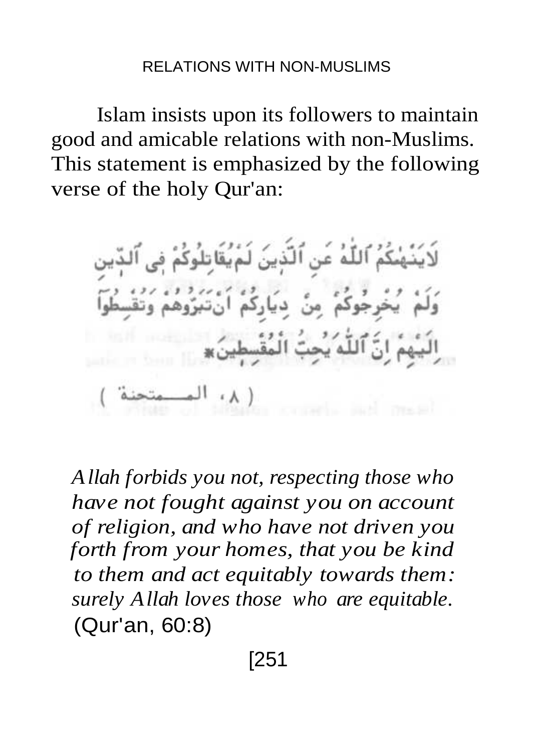# RELATIONS WITH NON-MUSLIMS

Islam insists upon its followers to maintain good and amicable relations with non-Muslims. This statement is emphasized by the following verse of the holy Qur'an:

لَا يَنْهَىٰكُمُ ٱللَّهُ عَنِ ٱلَّذِينَ لَمْ يُقَـٰتِلُوكُمْ فِى ٱلدِّينِ وَلَمْ يُخْرِجُوكُم مِّن دِيَـٰرِكُمْ أَن تَبَرُّوهُمْ وَتُقْسِطُوٓا۟ إِلَيْهِمْ ۚ إِنَّ ٱللَّهَ يُحِبُّ ٱلْمُقْسِطِينَ ۞

( ٨ ، الممتحنة )

*Allah forbids you not, respecting those who have not fought against you on account of religion, and who have not driven you forth from your homes, that you be kind to them and act equitably towards them: surely Allah loves those who are equitable.* (Qur'an, 60:8)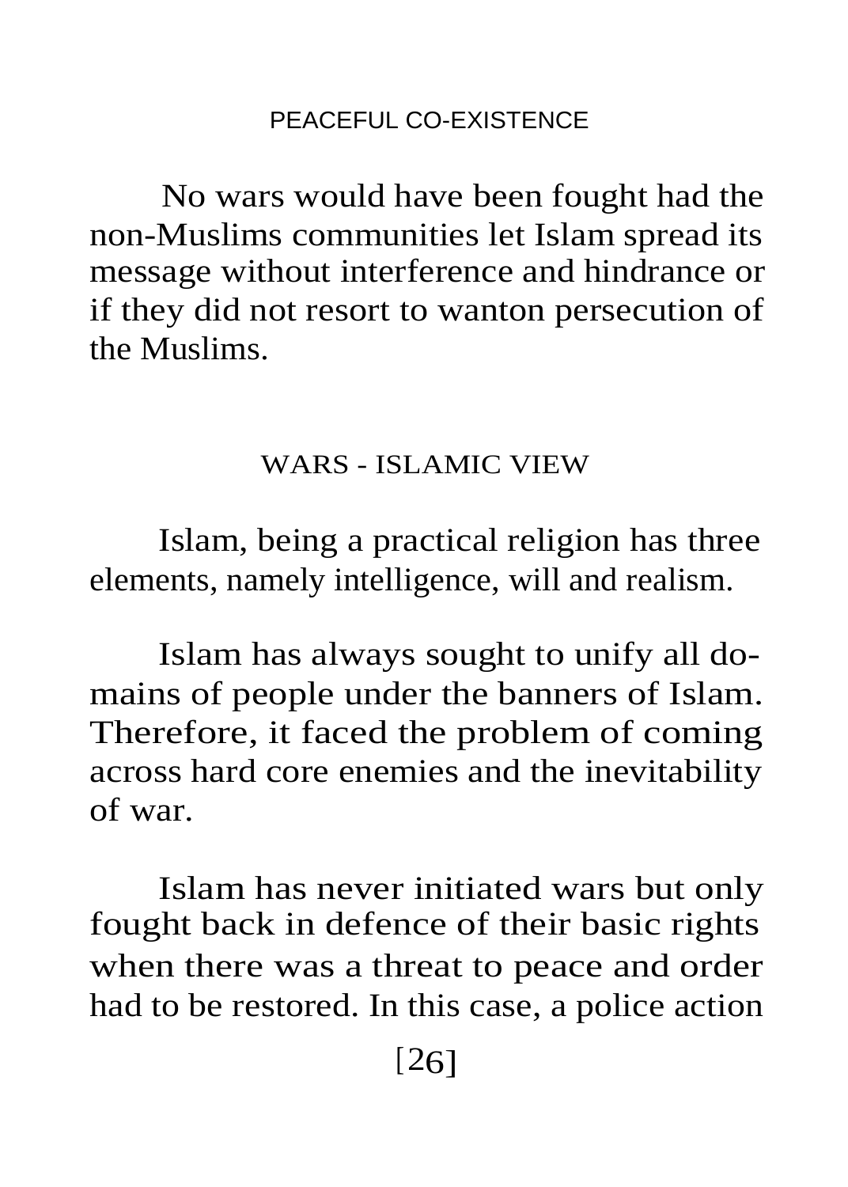## PEACEFUL CO-EXISTENCE

No wars would have been fought had the non-Muslims communities let Islam spread its message without interference and hindrance or if they did not resort to wanton persecution of the Muslims.

## WARS - ISLAMIC VIEW

Islam, being a practical religion has three elements, namely intelligence, will and realism.

Islam has always sought to unify all domains of people under the banners of Islam. Therefore, it faced the problem of coming across hard core enemies and the inevitability of war.

Islam has never initiated wars but only fought back in defence of their basic rights when there was a threat to peace and order had to be restored. In this case, a police action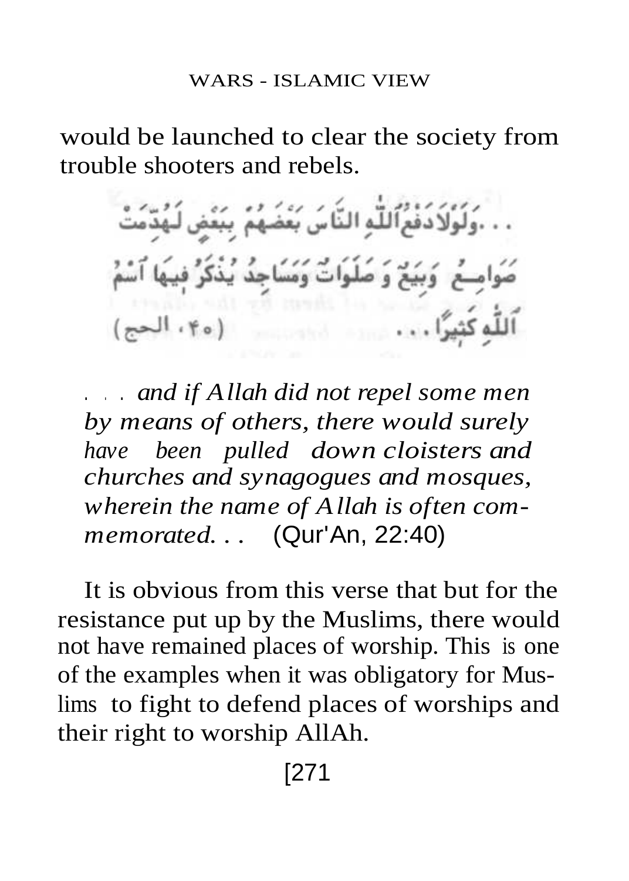would be launched to clear the society from trouble shooters and rebels.

. . .وَلَوْلَا دَفْعُ ٱللَّهِ ٱلنَّاسَ بَعْضَهُم بِبَعْضٍ لَّهُدِّمَتْ صَوَٰمِعُ وَبِيَعٌ وَصَلَوَٰتٌ وَمَسَٰجِدُ يُذْكَرُ فِيهَا ٱسْمُ ٱللَّهِ كَثِيرًا . . . (٤٠، الحج)

. . . *and if Allah did not repel some men by means of others, there would surely have been pulled down cloisters and churches and synagogues and mosques, wherein the name of Allah is often commemorated. . .* (Qur'An, 22:40)

It is obvious from this verse that but for the resistance put up by the Muslims, there would not have remained places of worship. This is one of the examples when it was obligatory for Muslims to fight to defend places of worships and their right to worship AllAh.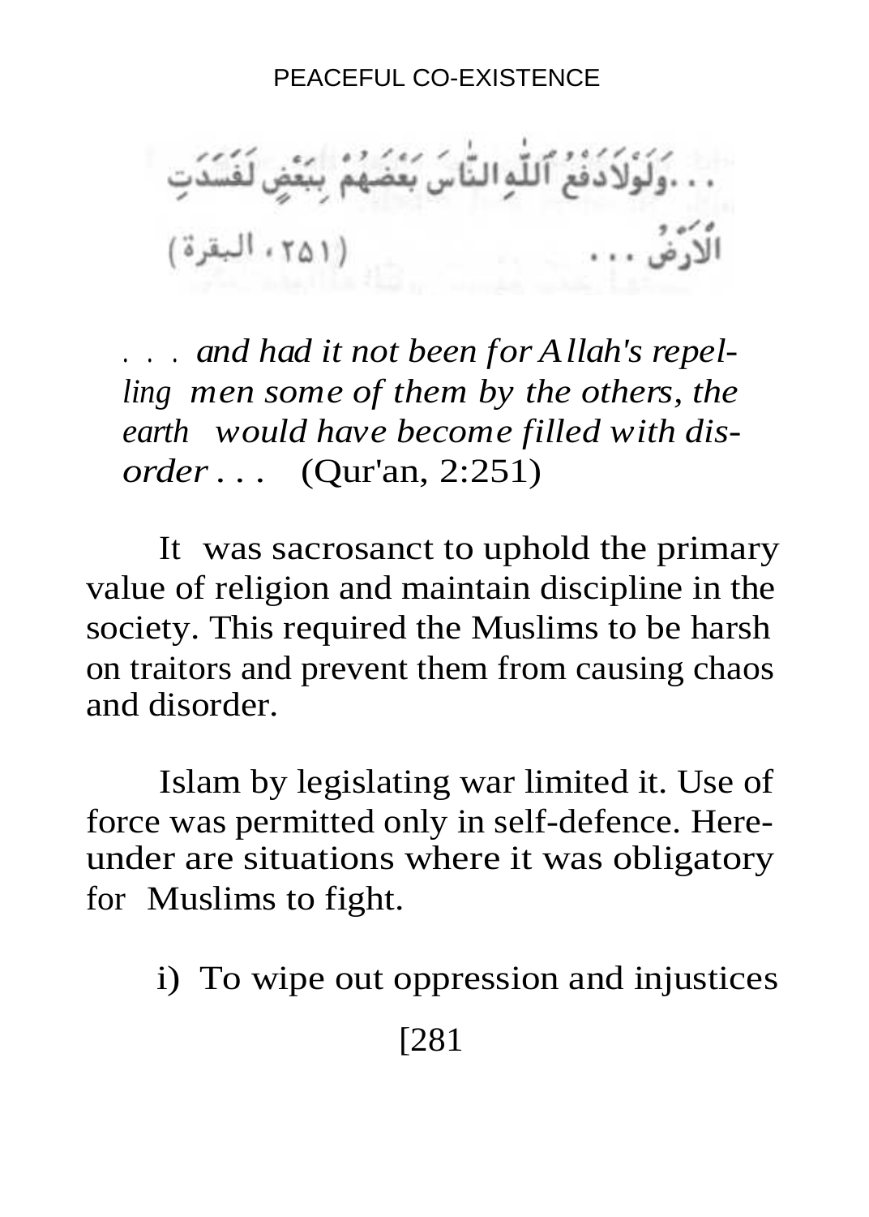. . .وَلَوْلَا دَفْعُ ٱللَّهِ ٱلنَّاسَ بَعْضَهُم بِبَعْضٍ لَّفَسَدَتِ ٱلْأَرْضُ . . . (٢٥١، البقرة)

*. . . and had it not been for Allah's repelling men some of them by the others, the earth would have become filled with disorder . . .* (Qur'an, 2:251)

It was sacrosanct to uphold the primary value of religion and maintain discipline in the society. This required the Muslims to be harsh on traitors and prevent them from causing chaos and disorder.

Islam by legislating war limited it. Use of force was permitted only in self-defence. Hereunder are situations where it was obligatory for Muslims to fight.

i) To wipe out oppression and injustices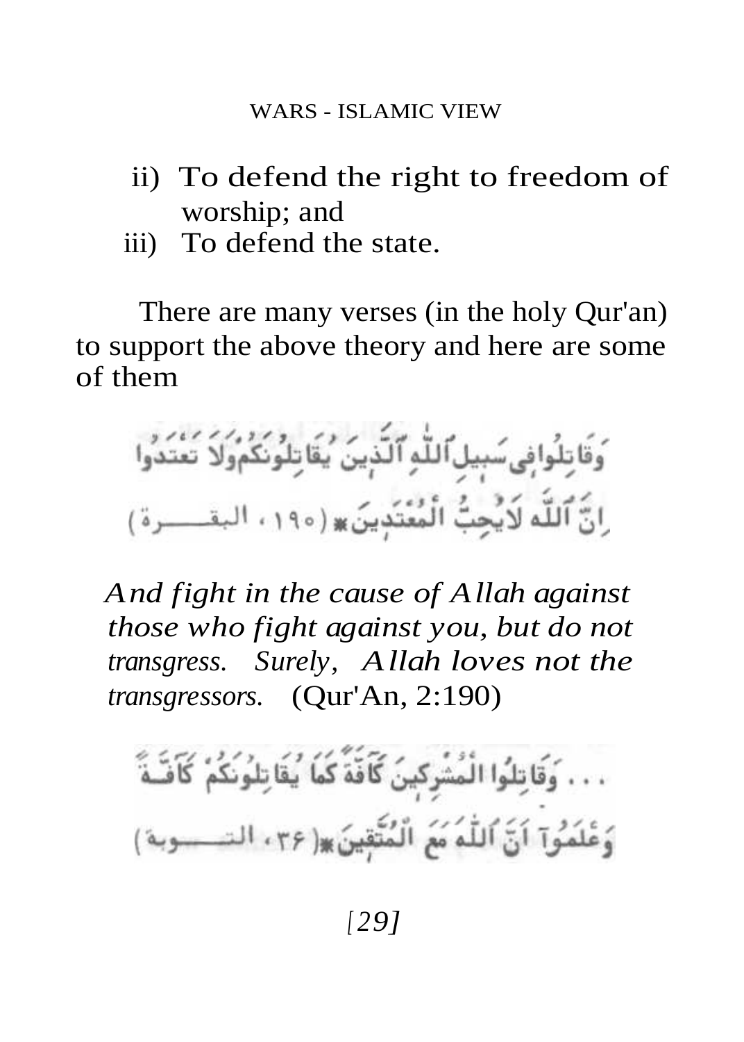ii) To defend the right to freedom of worship; and

iii) To defend the state.

There are many verses (in the holy Qur'an) to support the above theory and here are some of them

وَقَاتِلُوا فِي سَبِيلِ اللَّهِ الَّذِينَ يُقَاتِلُونَكُمْ وَلَا تَعْتَدُوا إِنَّ اللَّهَ لَا يُحِبُّ الْمُعْتَدِينَ ﴿١٩٠، البقرة﴾

*And fight in the cause of Allah against those who fight against you, but do not transgress. Surely, Allah loves not the transgressors.* (Qur'An, 2:190)

... وَقَاتِلُوا الْمُشْرِكِينَ كَافَّةً كَمَا يُقَاتِلُونَكُمْ كَافَّةً وَاعْلَمُوا أَنَّ اللَّهَ مَعَ الْمُتَّقِينَ ﴿٣٦، التوبة﴾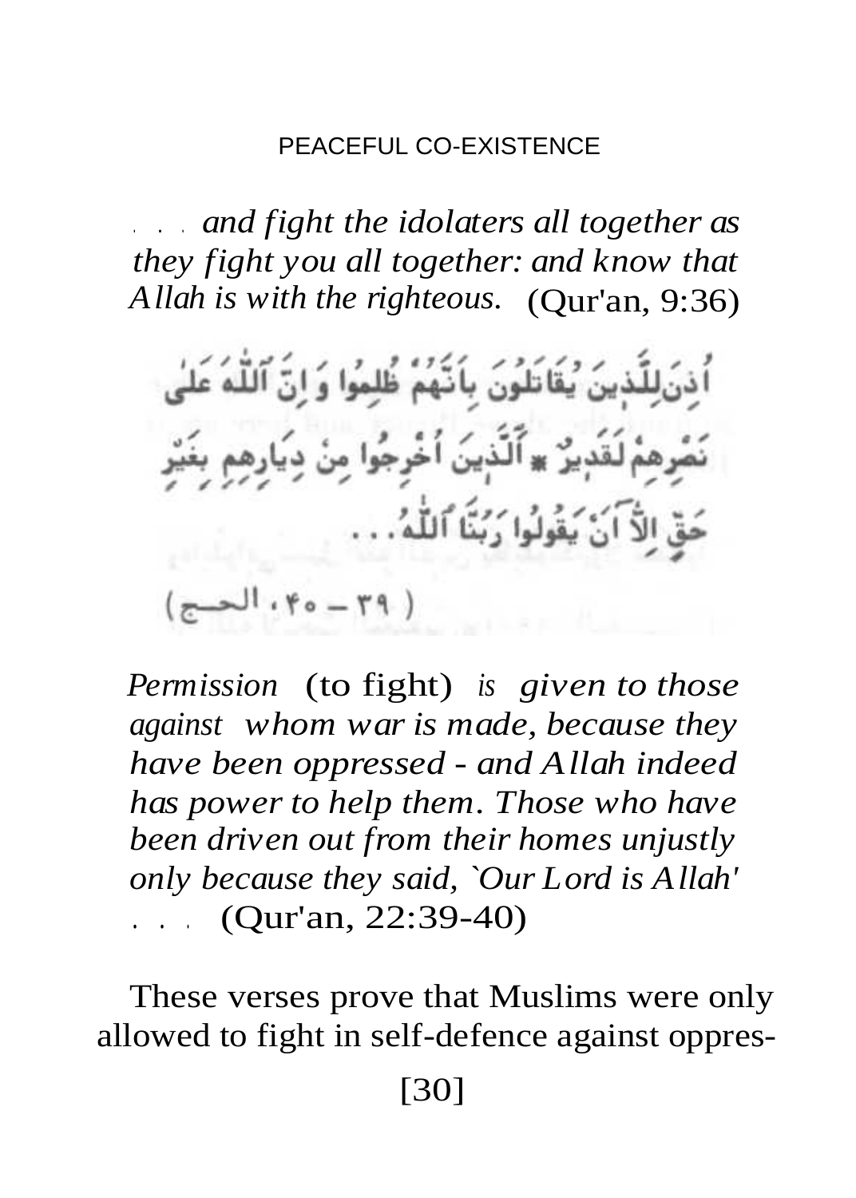*. . . and fight the idolaters all together as they fight you all together: and know that Allah is with the righteous.* (Qur'an, 9:36)

أُذِنَ لِلَّذِينَ يُقَاتَلُونَ بِأَنَّهُمْ ظُلِمُوا وَإِنَّ اللَّهَ عَلَىٰ نَصْرِهِمْ لَقَدِيرٌ ۞ الَّذِينَ أُخْرِجُوا مِنْ دِيَارِهِمْ بِغَيْرِ حَقٍّ إِلَّا أَنْ يَقُولُوا رَبُّنَا اللَّهُ . . .

( ٣٩ – ٤٠ ، الحج )

*Permission* (to fight) *is given to those against whom war is made, because they have been oppressed - and Allah indeed has power to help them. Those who have been driven out from their homes unjustly only because they said, `Our Lord is Allah' . . .* (Qur'an, 22:39-40)

These verses prove that Muslims were only allowed to fight in self-defence against oppres-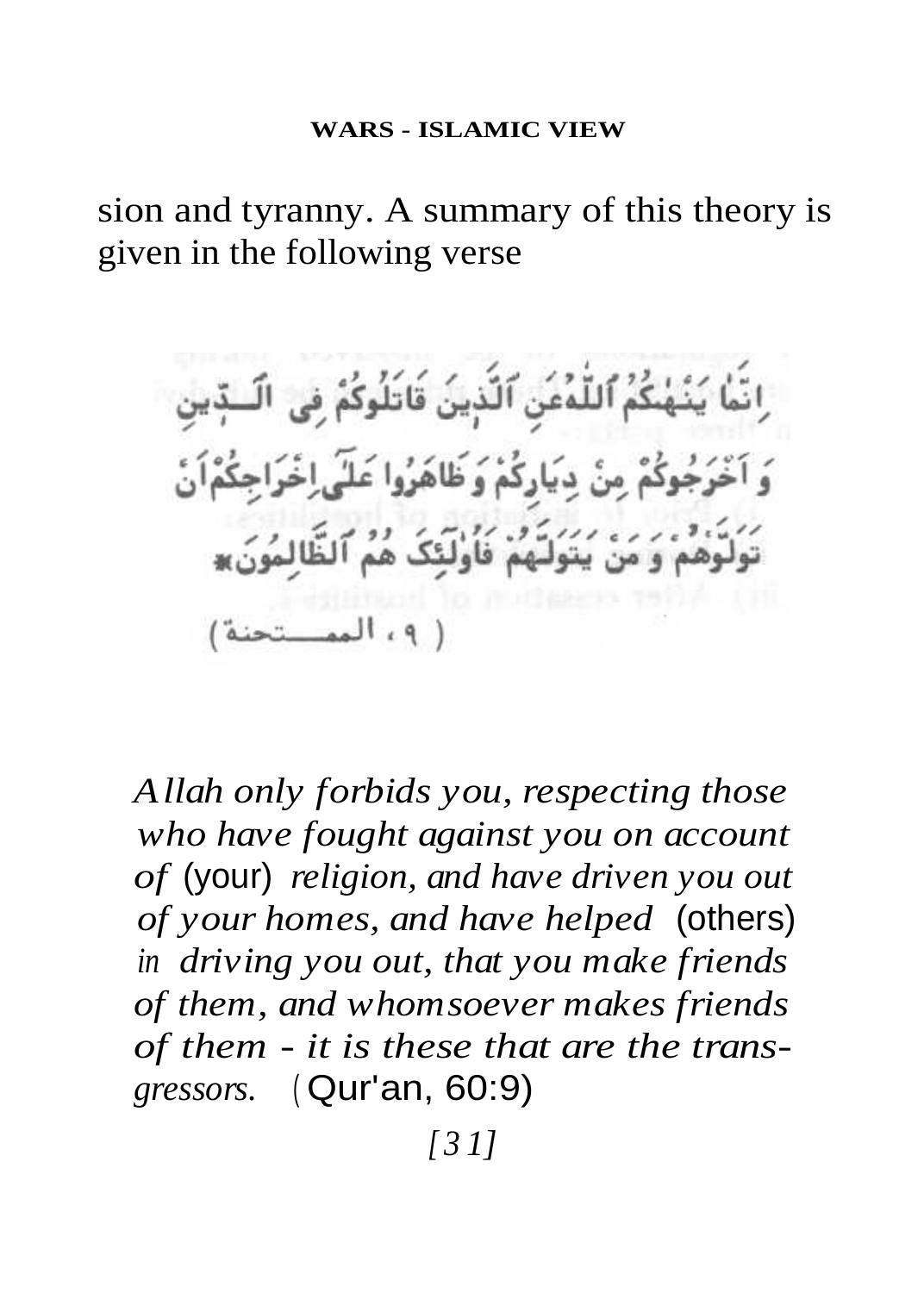sion and tyranny. A summary of this theory is given in the following verse

إِنَّمَا يَنْهٰكُمُ ٱللّٰهُ عَنِ ٱلَّذِينَ قَاتَلُوكُمْ فِى ٱلدِّينِ وَ أَخْرَجُوكُمْ مِنْ دِيَارِكُمْ وَظَاهَرُوا عَلَىٰٓ إِخْرَاجِكُمْ أَنْ تَوَلَّوْهُمْ وَ مَنْ يَتَوَلَّهُمْ فَأُولٰٓئِكَ هُمُ ٱلظَّالِمُونَ

( ٩ ، الممتحنة )

*Allah only forbids you, respecting those who have fought against you on account of* (your) *religion, and have driven you out of your homes, and have helped* (others) *in driving you out, that you make friends of them, and whomsoever makes friends of them - it is these that are the transgressors.* (Qur'an, 60:9)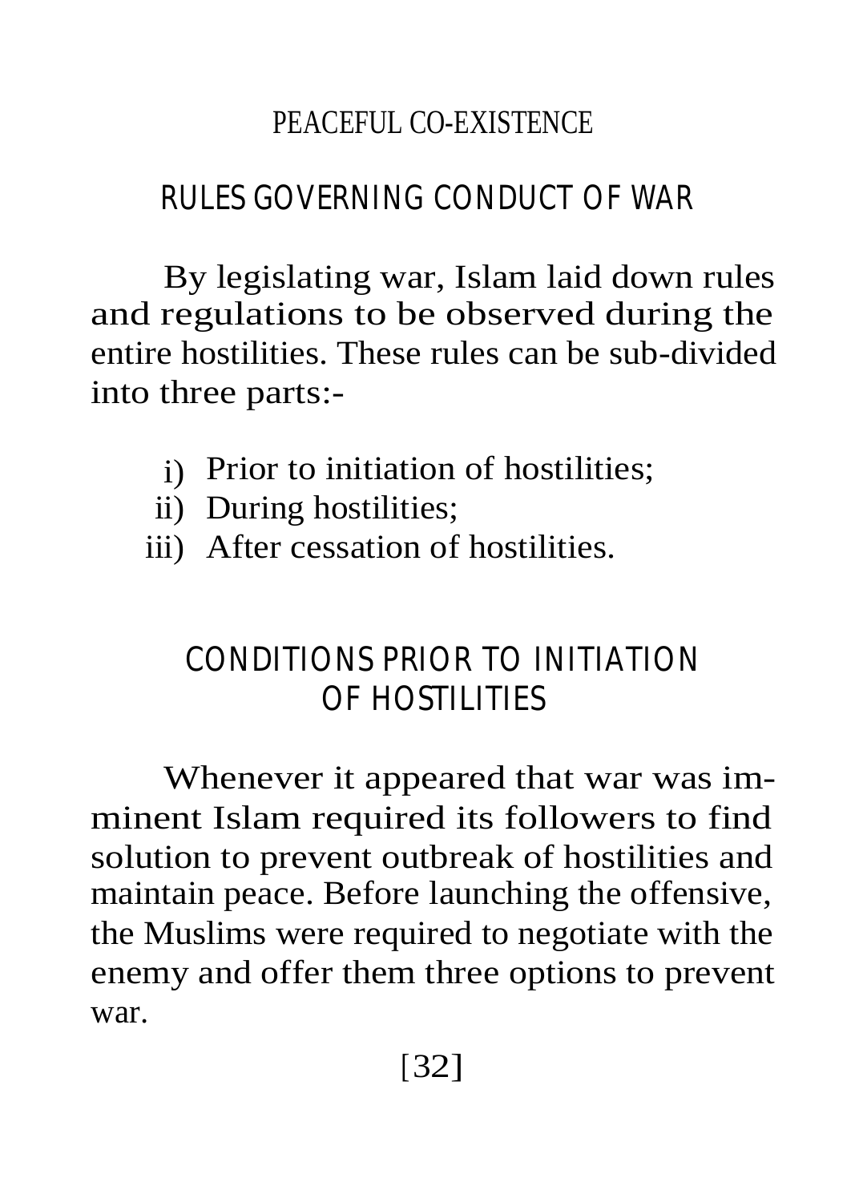## RULES GOVERNING CONDUCT OF WAR

By legislating war, Islam laid down rules and regulations to be observed during the entire hostilities. These rules can be sub-divided into three parts:-

- i) Prior to initiation of hostilities;
- ii) During hostilities;
- iii) After cessation of hostilities.

## CONDITIONS PRIOR TO INITIATION OF HOSTILITIES

Whenever it appeared that war was imminent Islam required its followers to find solution to prevent outbreak of hostilities and maintain peace. Before launching the offensive, the Muslims were required to negotiate with the enemy and offer them three options to prevent war.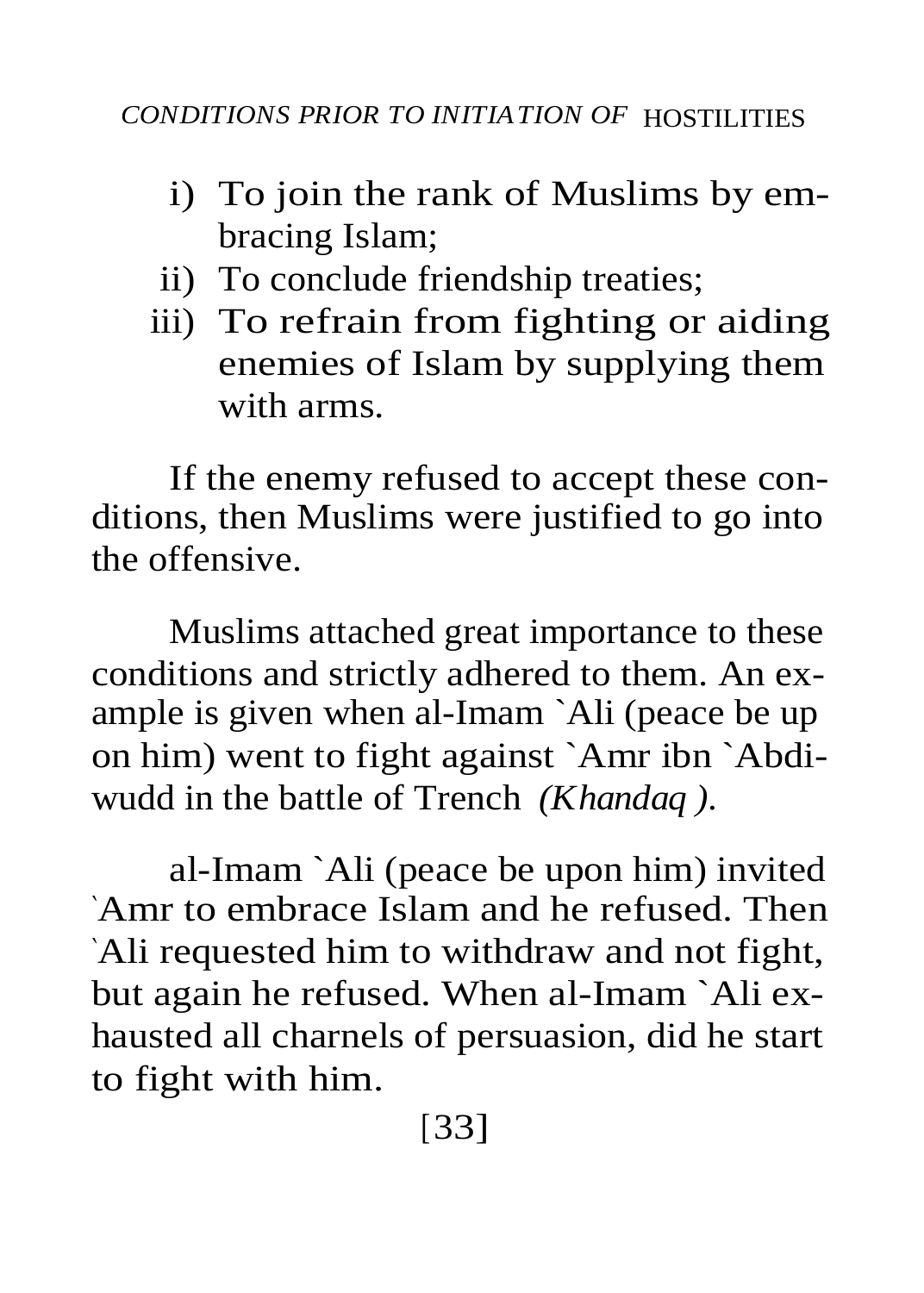i) To join the rank of Muslims by embracing Islam;
ii) To conclude friendship treaties;
iii) To refrain from fighting or aiding enemies of Islam by supplying them with arms.

If the enemy refused to accept these conditions, then Muslims were justified to go into the offensive.

Muslims attached great importance to these conditions and strictly adhered to them. An example is given when al-Imam `Ali (peace be up on him) went to fight against `Amr ibn `Abdiwudd in the battle of Trench *(Khandaq )*.

al-Imam `Ali (peace be upon him) invited `Amr to embrace Islam and he refused. Then `Ali requested him to withdraw and not fight, but again he refused. When al-Imam `Ali exhausted all charnels of persuasion, did he start to fight with him.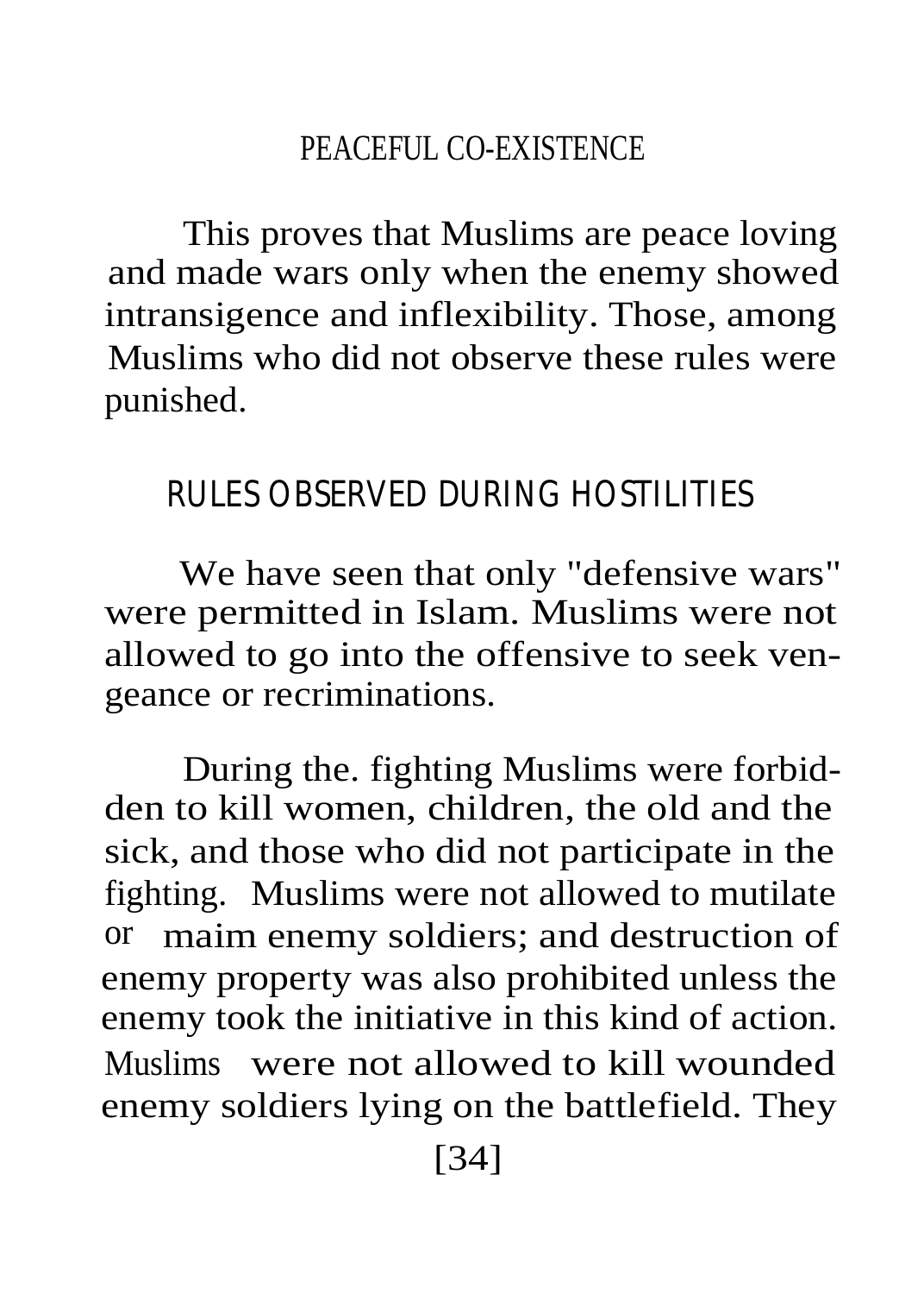PEACEFUL CO-EXISTENCE

This proves that Muslims are peace loving and made wars only when the enemy showed intransigence and inflexibility. Those, among Muslims who did not observe these rules were punished.

## RULES OBSERVED DURING HOSTILITIES

We have seen that only "defensive wars" were permitted in Islam. Muslims were not allowed to go into the offensive to seek vengeance or recriminations.

During the. fighting Muslims were forbidden to kill women, children, the old and the sick, and those who did not participate in the fighting. Muslims were not allowed to mutilate or maim enemy soldiers; and destruction of enemy property was also prohibited unless the enemy took the initiative in this kind of action. Muslims were not allowed to kill wounded enemy soldiers lying on the battlefield. They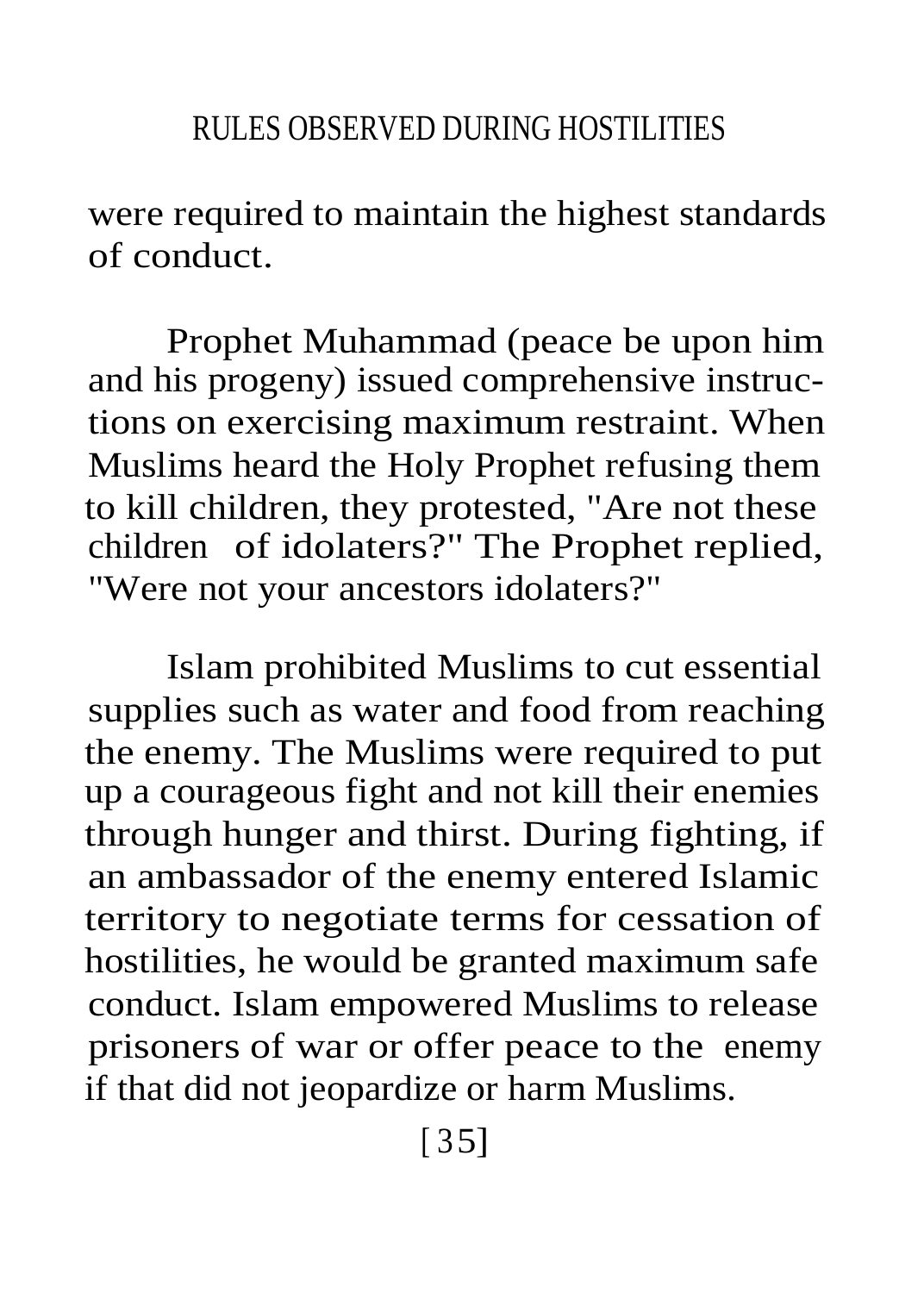were required to maintain the highest standards of conduct.

Prophet Muhammad (peace be upon him and his progeny) issued comprehensive instructions on exercising maximum restraint. When Muslims heard the Holy Prophet refusing them to kill children, they protested, "Are not these children of idolaters?" The Prophet replied, "Were not your ancestors idolaters?"

Islam prohibited Muslims to cut essential supplies such as water and food from reaching the enemy. The Muslims were required to put up a courageous fight and not kill their enemies through hunger and thirst. During fighting, if an ambassador of the enemy entered Islamic territory to negotiate terms for cessation of hostilities, he would be granted maximum safe conduct. Islam empowered Muslims to release prisoners of war or offer peace to the enemy if that did not jeopardize or harm Muslims.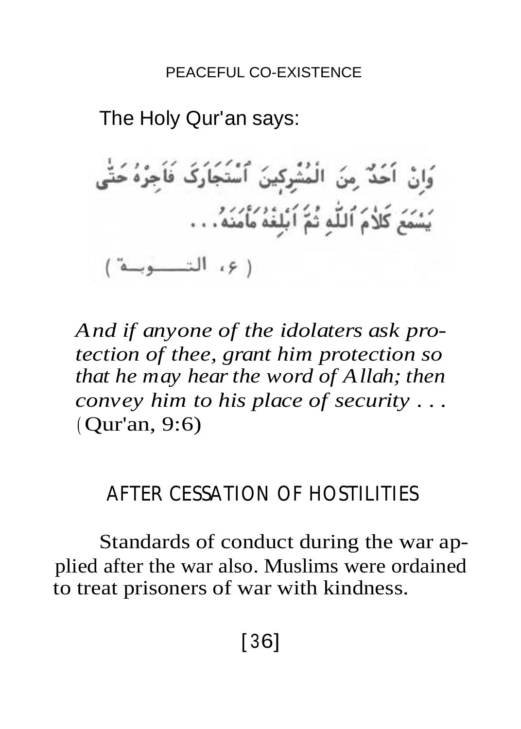The Holy Qur'an says:

وَإِنْ أَحَدٌ مِنَ الْمُشْرِكِينَ اسْتَجَارَكَ فَأَجِرْهُ حَتَّى يَسْمَعَ كَلَامَ اللَّهِ ثُمَّ أَبْلِغْهُ مَأْمَنَهُ...

( ٦، التــــوبــة )

*And if anyone of the idolaters ask protection of thee, grant him protection so that he may hear the word of Allah; then convey him to his place of security . . .* (Qur'an, 9:6)

## AFTER CESSATION OF HOSTILITIES

Standards of conduct during the war applied after the war also. Muslims were ordained to treat prisoners of war with kindness.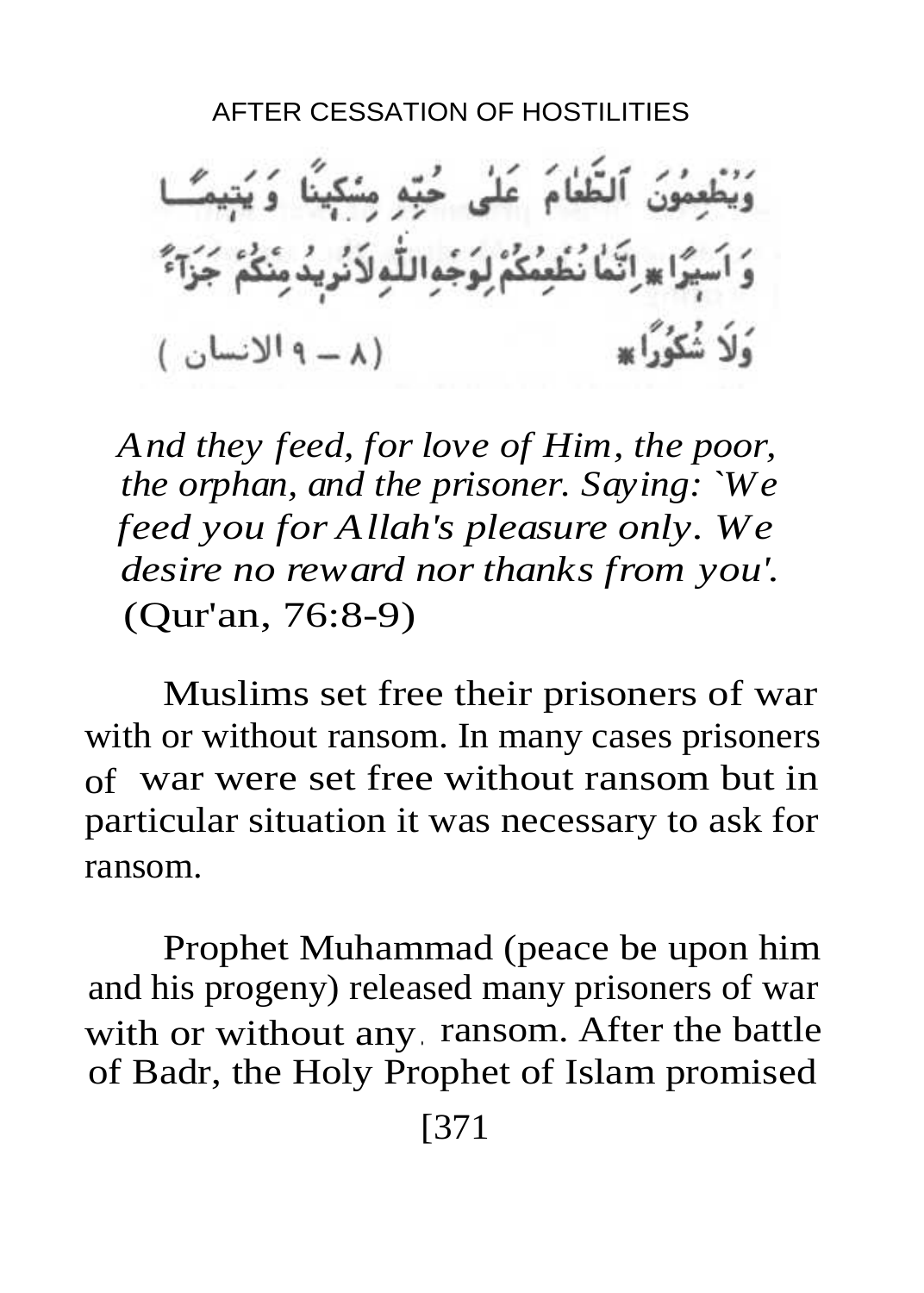وَيُطْعِمُونَ الطَّعَامَ عَلَىٰ حُبِّهِ مِسْكِينًا وَيَتِيمًا وَأَسِيرًا ۞ إِنَّمَا نُطْعِمُكُمْ لِوَجْهِ اللَّهِ لَا نُرِيدُ مِنكُمْ جَزَاءً وَلَا شُكُورًا ۞ (٨ – ٩ الانسان)

*And they feed, for love of Him, the poor, the orphan, and the prisoner. Saying: `We feed you for Allah's pleasure only. We desire no reward nor thanks from you'.* (Qur'an, 76:8-9)

Muslims set free their prisoners of war with or without ransom. In many cases prisoners of war were set free without ransom but in particular situation it was necessary to ask for ransom.

Prophet Muhammad (peace be upon him and his progeny) released many prisoners of war with or without any ransom. After the battle of Badr, the Holy Prophet of Islam promised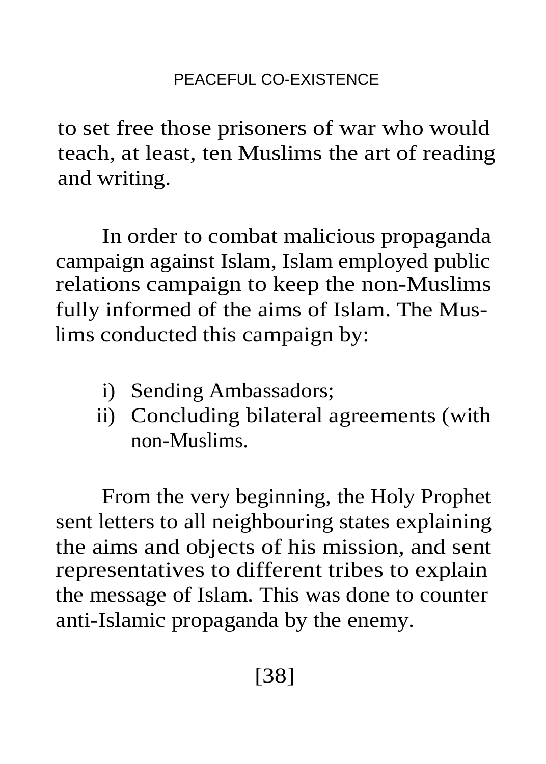to set free those prisoners of war who would teach, at least, ten Muslims the art of reading and writing.

In order to combat malicious propaganda campaign against Islam, Islam employed public relations campaign to keep the non-Muslims fully informed of the aims of Islam. The Muslims conducted this campaign by:

i) Sending Ambassadors;
ii) Concluding bilateral agreements (with non-Muslims.

From the very beginning, the Holy Prophet sent letters to all neighbouring states explaining the aims and objects of his mission, and sent representatives to different tribes to explain the message of Islam. This was done to counter anti-Islamic propaganda by the enemy.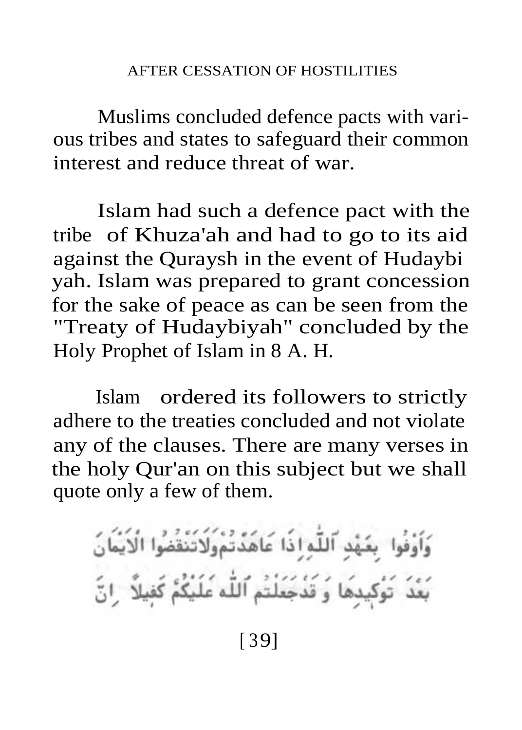Muslims concluded defence pacts with various tribes and states to safeguard their common interest and reduce threat of war.

Islam had such a defence pact with the tribe of Khuza'ah and had to go to its aid against the Quraysh in the event of Hudaybiyah. Islam was prepared to grant concession for the sake of peace as can be seen from the "Treaty of Hudaybiyah" concluded by the Holy Prophet of Islam in 8 A. H.

Islam ordered its followers to strictly adhere to the treaties concluded and not violate any of the clauses. There are many verses in the holy Qur'an on this subject but we shall quote only a few of them.

وَأَوْفُوا بِعَهْدِ ٱللَّهِ إِذَا عَاهَدتُّمْ وَلَا تَنقُضُوا الْأَيْمَانَ بَعْدَ تَوْكِيدِهَا وَقَدْ جَعَلْتُمُ ٱللَّهَ عَلَيْكُمْ كَفِيلًا إِنَّ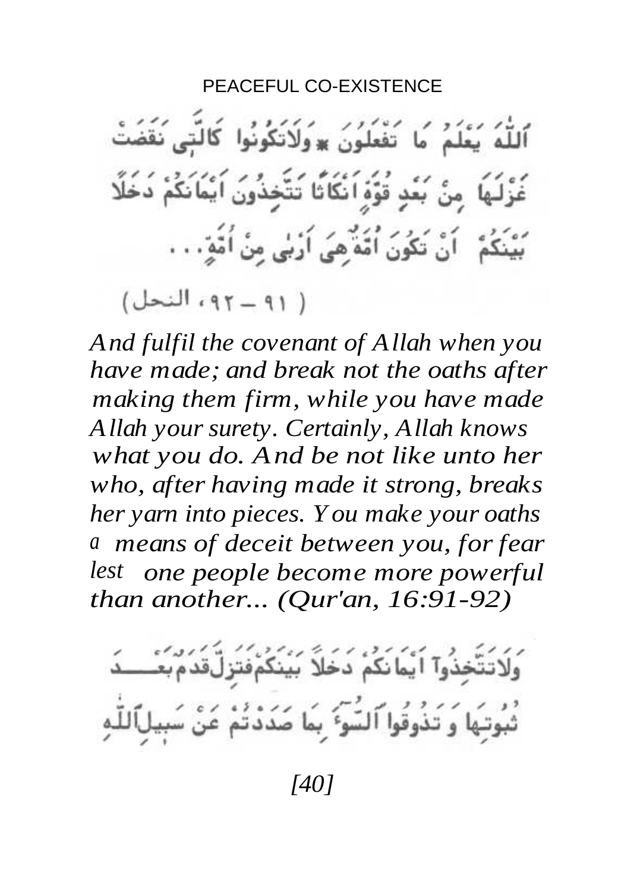ٱللَّهَ يَعْلَمُ مَا تَفْعَلُونَ * وَلَاتَكُونُوا كَالَّتِى نَقَضَتْ غَزْلَهَا مِنْۢ بَعْدِ قُوَّةٍ أَنكَٰثًا تَتَّخِذُونَ أَيْمَٰنَكُمْ دَخَلًا بَيْنَكُمْ أَن تَكُونَ أُمَّةٌ هِىَ أَرْبَىٰ مِنْ أُمَّةٍ . . .

( ٩١ – ٩٢ ، النحل )

*And fulfil the covenant of Allah when you have made; and break not the oaths after making them firm, while you have made Allah your surety. Certainly, Allah knows what you do. And be not like unto her who, after having made it strong, breaks her yarn into pieces. You make your oaths a means of deceit between you, for fear lest one people become more powerful than another... (Qur'an, 16:91-92)*

وَلَاتَتَّخِذُوٓا أَيْمَٰنَكُمْ دَخَلًا بَيْنَكُمْ فَتَزِلَّ قَدَمٌۢ بَعْدَ ثُبُوتِهَا وَتَذُوقُوا ٱلسُّوٓءَ بِمَا صَدَدتُّمْ عَن سَبِيلِ ٱللَّهِ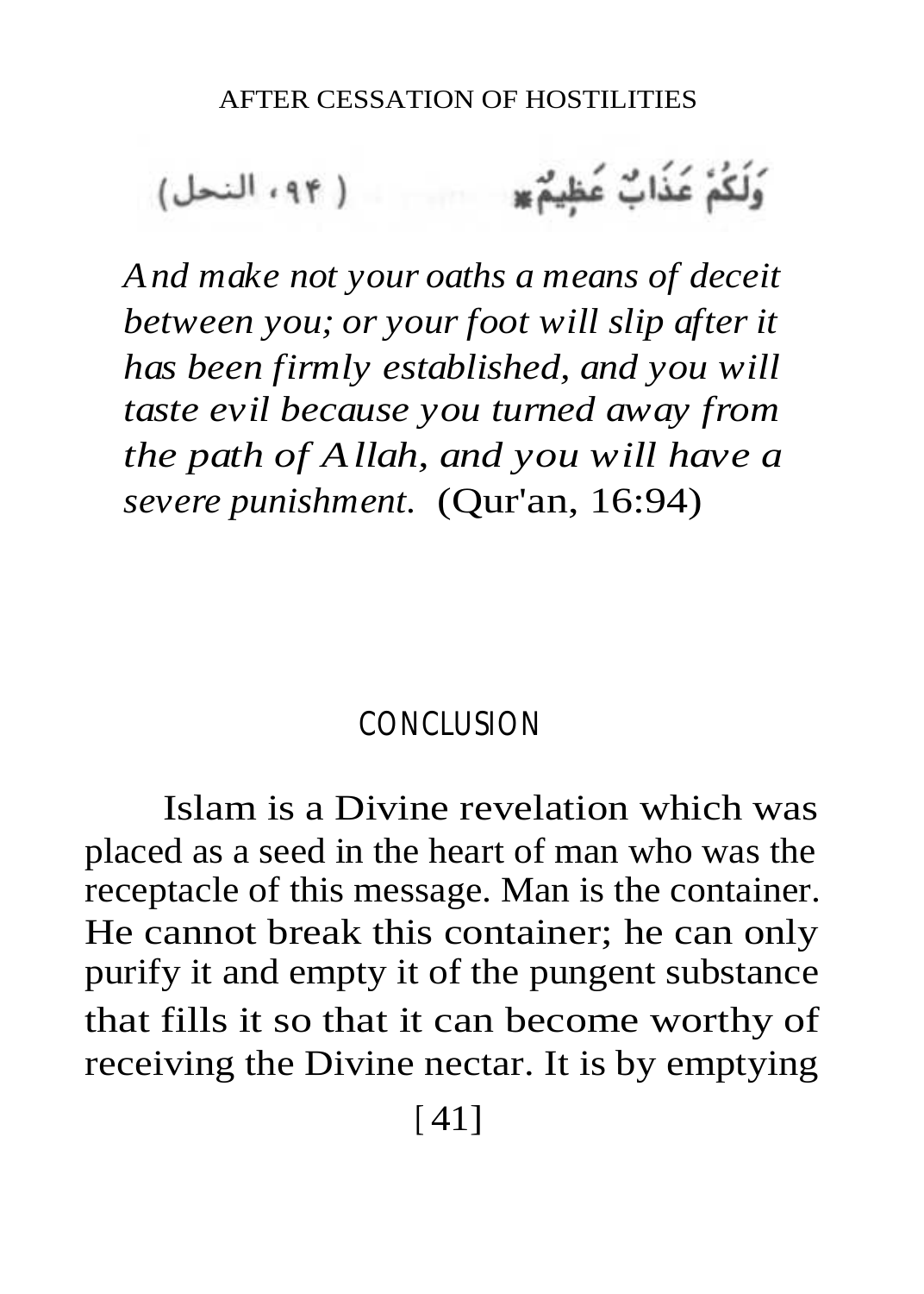وَلَكُمْ عَذَابٌ عَظِيمٌ ( ٩٤، النحل)

*And make not your oaths a means of deceit between you; or your foot will slip after it has been firmly established, and you will taste evil because you turned away from the path of Allah, and you will have a severe punishment.* (Qur'an, 16:94)

## CONCLUSION

Islam is a Divine revelation which was placed as a seed in the heart of man who was the receptacle of this message. Man is the container. He cannot break this container; he can only purify it and empty it of the pungent substance that fills it so that it can become worthy of receiving the Divine nectar. It is by emptying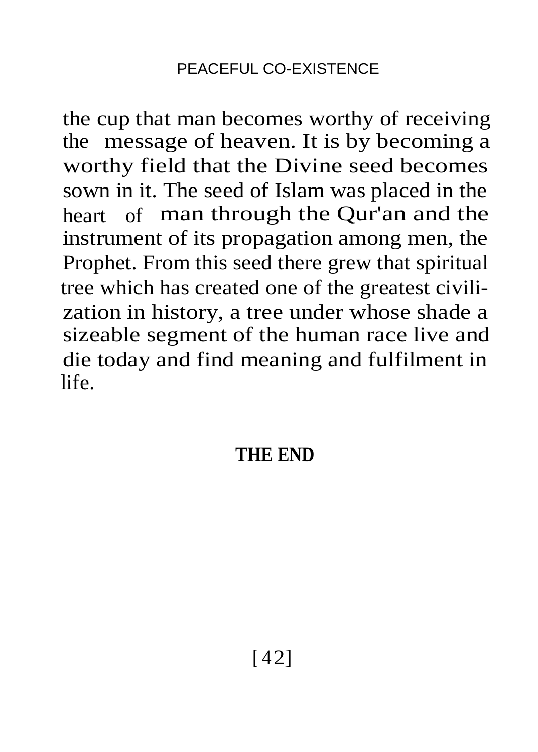the cup that man becomes worthy of receiving the message of heaven. It is by becoming a worthy field that the Divine seed becomes sown in it. The seed of Islam was placed in the heart of man through the Qur'an and the instrument of its propagation among men, the Prophet. From this seed there grew that spiritual tree which has created one of the greatest civilization in history, a tree under whose shade a sizeable segment of the human race live and die today and find meaning and fulfilment in life.

**THE END**